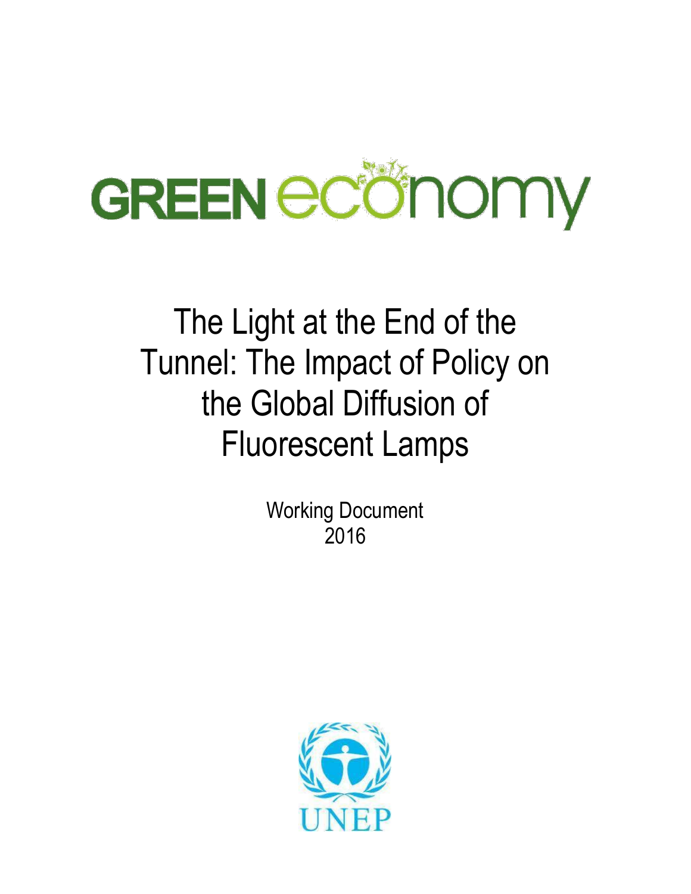GREEN economy

# The Light at the End of the Tunnel: The Impact of Policy on the Global Diffusion of Fluorescent Lamps

Working Document
2016

UNEP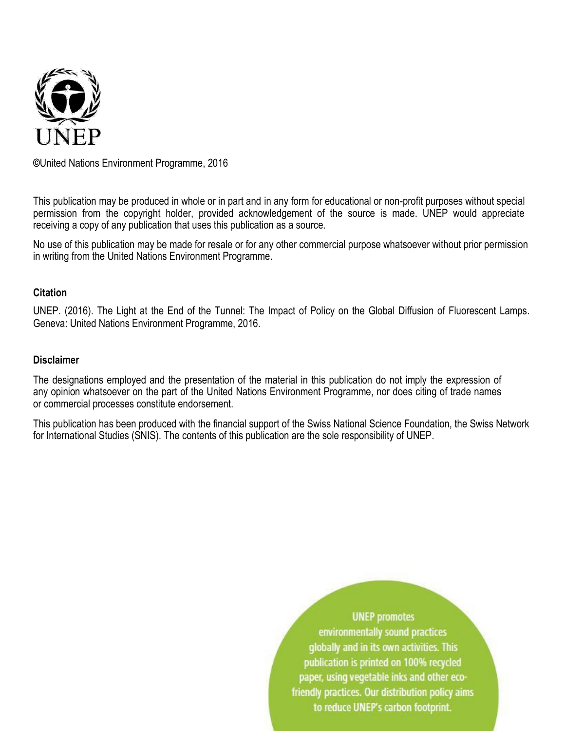UNEP

©United Nations Environment Programme, 2016

This publication may be produced in whole or in part and in any form for educational or non-profit purposes without special permission from the copyright holder, provided acknowledgement of the source is made. UNEP would appreciate receiving a copy of any publication that uses this publication as a source.

No use of this publication may be made for resale or for any other commercial purpose whatsoever without prior permission in writing from the United Nations Environment Programme.

**Citation**

UNEP. (2016). The Light at the End of the Tunnel: The Impact of Policy on the Global Diffusion of Fluorescent Lamps. Geneva: United Nations Environment Programme, 2016.

**Disclaimer**

The designations employed and the presentation of the material in this publication do not imply the expression of any opinion whatsoever on the part of the United Nations Environment Programme, nor does citing of trade names or commercial processes constitute endorsement.

This publication has been produced with the financial support of the Swiss National Science Foundation, the Swiss Network for International Studies (SNIS). The contents of this publication are the sole responsibility of UNEP.

UNEP promotes environmentally sound practices globally and in its own activities. This publication is printed on 100% recycled paper, using vegetable inks and other eco-friendly practices. Our distribution policy aims to reduce UNEP's carbon footprint.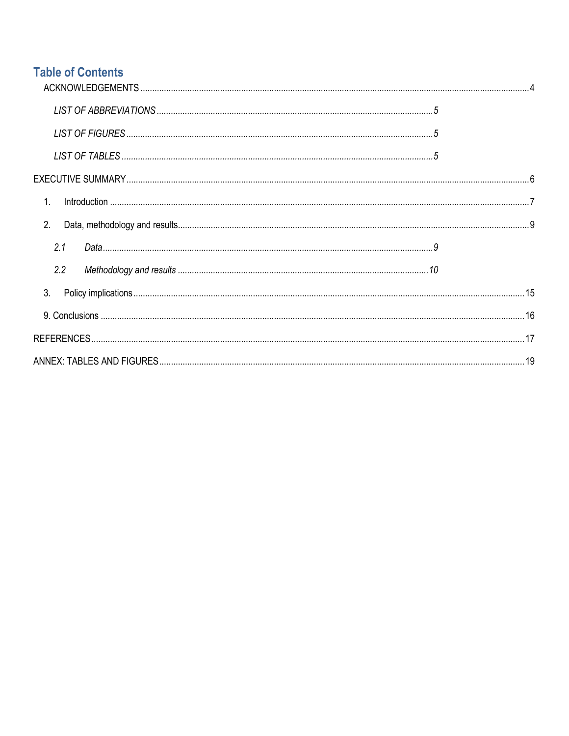## Table of Contents

ACKNOWLEDGEMENTS ........ 4

*LIST OF ABBREVIATIONS ........ 5*

*LIST OF FIGURES ........ 5*

*LIST OF TABLES ........ 5*

EXECUTIVE SUMMARY ........ 6

1. Introduction ........ 7
2. Data, methodology and results ........ 9

   *2.1 Data ........ 9*

   *2.2 Methodology and results ........ 10*

3. Policy implications ........ 15

9. Conclusions ........ 16

REFERENCES ........ 17

ANNEX: TABLES AND FIGURES ........ 19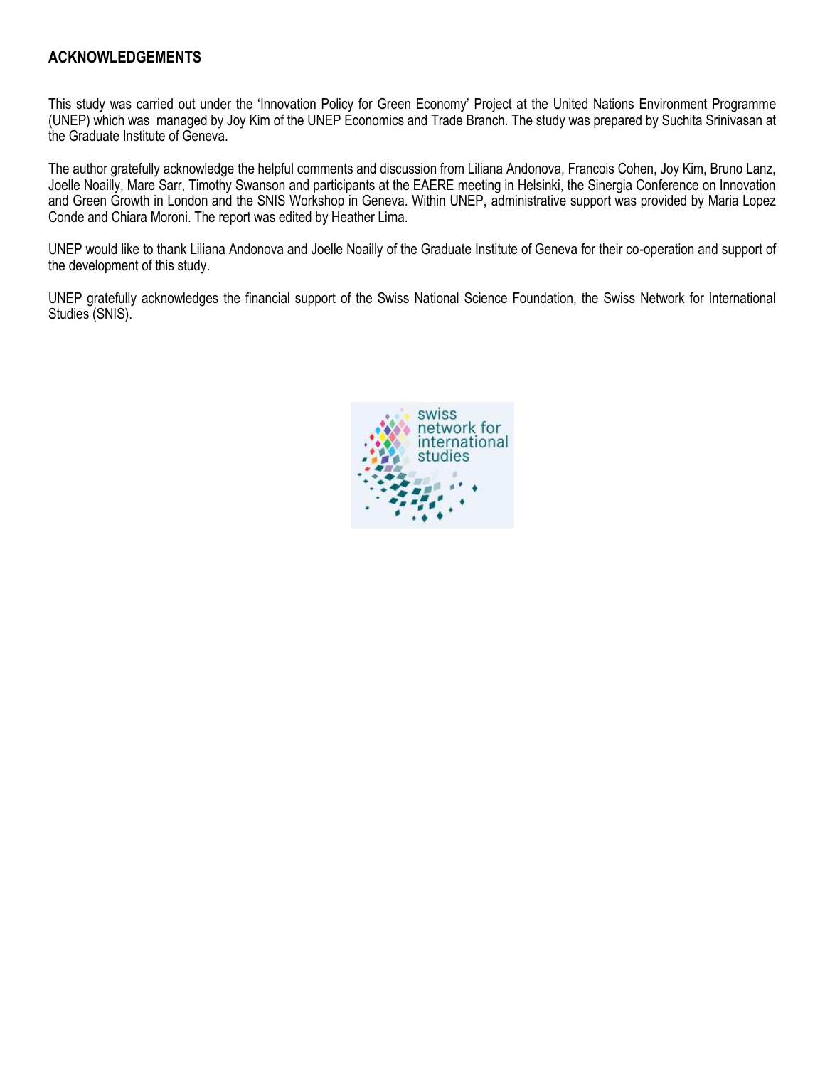## ACKNOWLEDGEMENTS

This study was carried out under the 'Innovation Policy for Green Economy' Project at the United Nations Environment Programme (UNEP) which was managed by Joy Kim of the UNEP Economics and Trade Branch. The study was prepared by Suchita Srinivasan at the Graduate Institute of Geneva.

The author gratefully acknowledge the helpful comments and discussion from Liliana Andonova, Francois Cohen, Joy Kim, Bruno Lanz, Joelle Noailly, Mare Sarr, Timothy Swanson and participants at the EAERE meeting in Helsinki, the Sinergia Conference on Innovation and Green Growth in London and the SNIS Workshop in Geneva. Within UNEP, administrative support was provided by Maria Lopez Conde and Chiara Moroni. The report was edited by Heather Lima.

UNEP would like to thank Liliana Andonova and Joelle Noailly of the Graduate Institute of Geneva for their co-operation and support of the development of this study.

UNEP gratefully acknowledges the financial support of the Swiss National Science Foundation, the Swiss Network for International Studies (SNIS).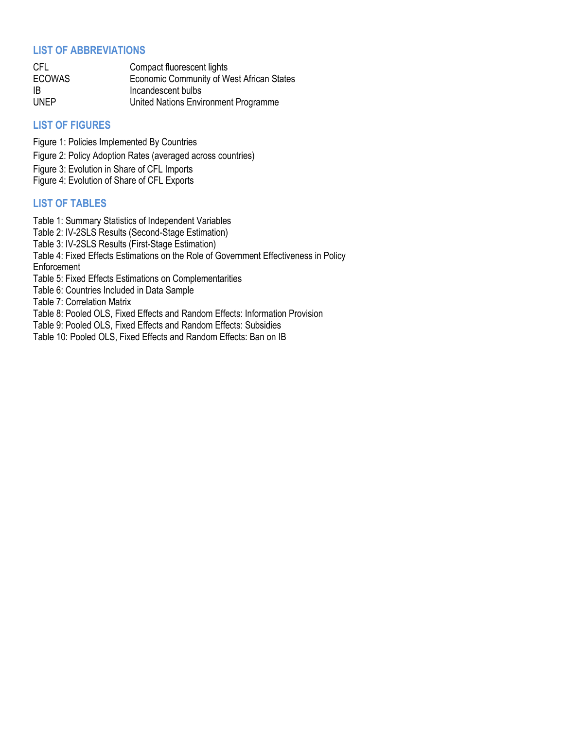## LIST OF ABBREVIATIONS

| | |
|---|---|
| CFL | Compact fluorescent lights |
| ECOWAS | Economic Community of West African States |
| IB | Incandescent bulbs |
| UNEP | United Nations Environment Programme |

## LIST OF FIGURES

Figure 1: Policies Implemented By Countries

Figure 2: Policy Adoption Rates (averaged across countries)

Figure 3: Evolution in Share of CFL Imports

Figure 4: Evolution of Share of CFL Exports

## LIST OF TABLES

Table 1: Summary Statistics of Independent Variables

Table 2: IV-2SLS Results (Second-Stage Estimation)

Table 3: IV-2SLS Results (First-Stage Estimation)

Table 4: Fixed Effects Estimations on the Role of Government Effectiveness in Policy Enforcement

Table 5: Fixed Effects Estimations on Complementarities

Table 6: Countries Included in Data Sample

Table 7: Correlation Matrix

Table 8: Pooled OLS, Fixed Effects and Random Effects: Information Provision

Table 9: Pooled OLS, Fixed Effects and Random Effects: Subsidies

Table 10: Pooled OLS, Fixed Effects and Random Effects: Ban on IB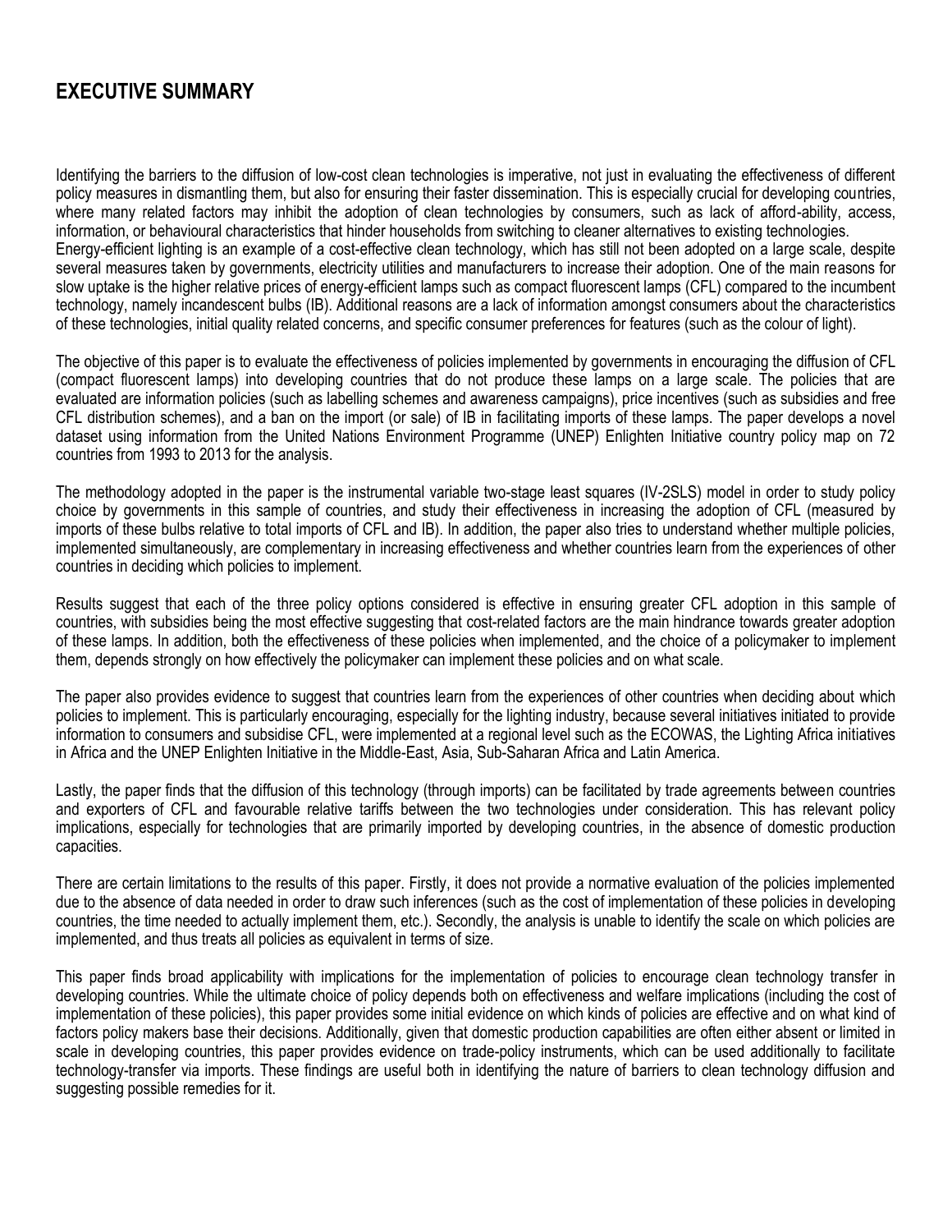# EXECUTIVE SUMMARY

Identifying the barriers to the diffusion of low-cost clean technologies is imperative, not just in evaluating the effectiveness of different policy measures in dismantling them, but also for ensuring their faster dissemination. This is especially crucial for developing countries, where many related factors may inhibit the adoption of clean technologies by consumers, such as lack of afford-ability, access, information, or behavioural characteristics that hinder households from switching to cleaner alternatives to existing technologies. Energy-efficient lighting is an example of a cost-effective clean technology, which has still not been adopted on a large scale, despite several measures taken by governments, electricity utilities and manufacturers to increase their adoption. One of the main reasons for slow uptake is the higher relative prices of energy-efficient lamps such as compact fluorescent lamps (CFL) compared to the incumbent technology, namely incandescent bulbs (IB). Additional reasons are a lack of information amongst consumers about the characteristics of these technologies, initial quality related concerns, and specific consumer preferences for features (such as the colour of light).

The objective of this paper is to evaluate the effectiveness of policies implemented by governments in encouraging the diffusion of CFL (compact fluorescent lamps) into developing countries that do not produce these lamps on a large scale. The policies that are evaluated are information policies (such as labelling schemes and awareness campaigns), price incentives (such as subsidies and free CFL distribution schemes), and a ban on the import (or sale) of IB in facilitating imports of these lamps. The paper develops a novel dataset using information from the United Nations Environment Programme (UNEP) Enlighten Initiative country policy map on 72 countries from 1993 to 2013 for the analysis.

The methodology adopted in the paper is the instrumental variable two-stage least squares (IV-2SLS) model in order to study policy choice by governments in this sample of countries, and study their effectiveness in increasing the adoption of CFL (measured by imports of these bulbs relative to total imports of CFL and IB). In addition, the paper also tries to understand whether multiple policies, implemented simultaneously, are complementary in increasing effectiveness and whether countries learn from the experiences of other countries in deciding which policies to implement.

Results suggest that each of the three policy options considered is effective in ensuring greater CFL adoption in this sample of countries, with subsidies being the most effective suggesting that cost-related factors are the main hindrance towards greater adoption of these lamps. In addition, both the effectiveness of these policies when implemented, and the choice of a policymaker to implement them, depends strongly on how effectively the policymaker can implement these policies and on what scale.

The paper also provides evidence to suggest that countries learn from the experiences of other countries when deciding about which policies to implement. This is particularly encouraging, especially for the lighting industry, because several initiatives initiated to provide information to consumers and subsidise CFL, were implemented at a regional level such as the ECOWAS, the Lighting Africa initiatives in Africa and the UNEP Enlighten Initiative in the Middle-East, Asia, Sub-Saharan Africa and Latin America.

Lastly, the paper finds that the diffusion of this technology (through imports) can be facilitated by trade agreements between countries and exporters of CFL and favourable relative tariffs between the two technologies under consideration. This has relevant policy implications, especially for technologies that are primarily imported by developing countries, in the absence of domestic production capacities.

There are certain limitations to the results of this paper. Firstly, it does not provide a normative evaluation of the policies implemented due to the absence of data needed in order to draw such inferences (such as the cost of implementation of these policies in developing countries, the time needed to actually implement them, etc.). Secondly, the analysis is unable to identify the scale on which policies are implemented, and thus treats all policies as equivalent in terms of size.

This paper finds broad applicability with implications for the implementation of policies to encourage clean technology transfer in developing countries. While the ultimate choice of policy depends both on effectiveness and welfare implications (including the cost of implementation of these policies), this paper provides some initial evidence on which kinds of policies are effective and on what kind of factors policy makers base their decisions. Additionally, given that domestic production capabilities are often either absent or limited in scale in developing countries, this paper provides evidence on trade-policy instruments, which can be used additionally to facilitate technology-transfer via imports. These findings are useful both in identifying the nature of barriers to clean technology diffusion and suggesting possible remedies for it.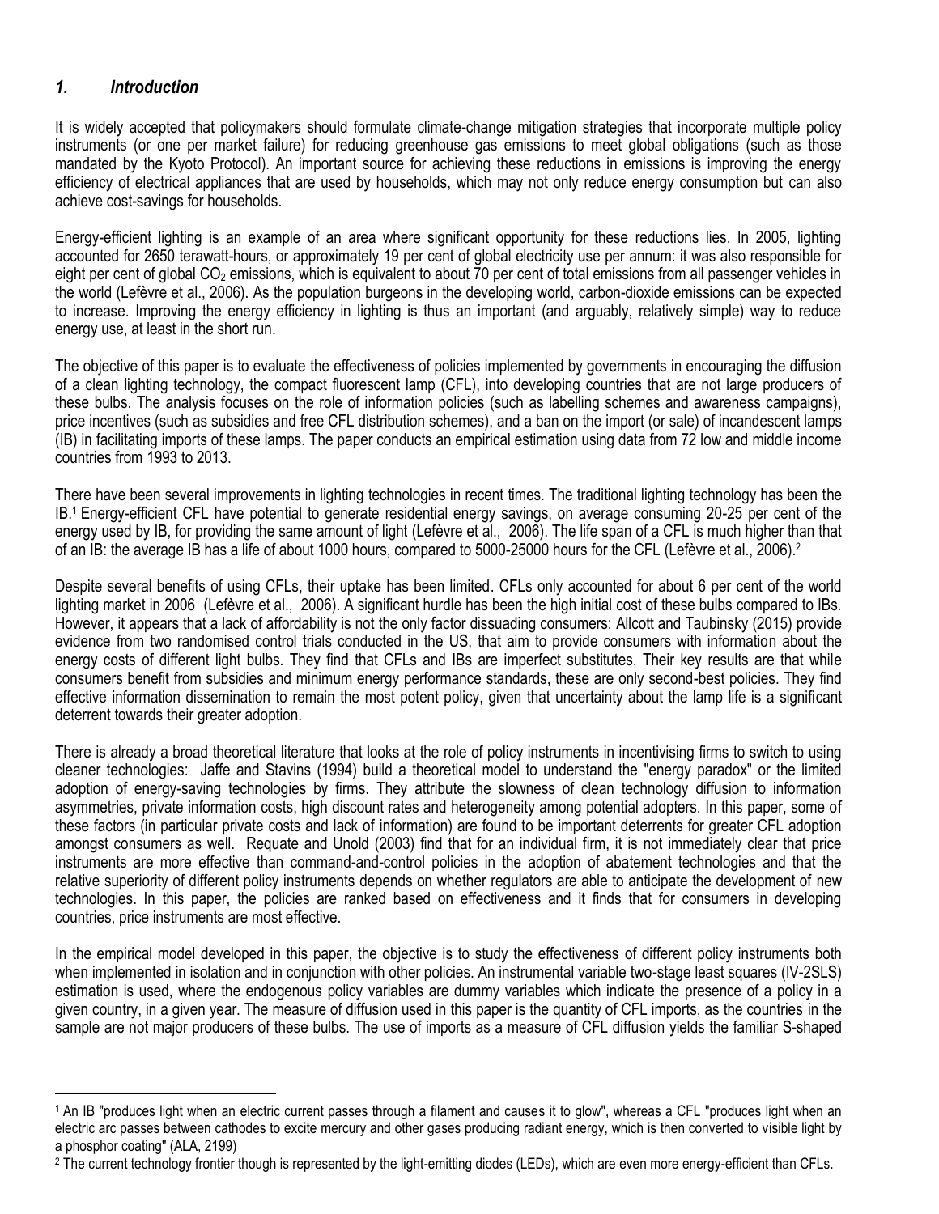## *1. Introduction*

It is widely accepted that policymakers should formulate climate-change mitigation strategies that incorporate multiple policy instruments (or one per market failure) for reducing greenhouse gas emissions to meet global obligations (such as those mandated by the Kyoto Protocol). An important source for achieving these reductions in emissions is improving the energy efficiency of electrical appliances that are used by households, which may not only reduce energy consumption but can also achieve cost-savings for households.

Energy-efficient lighting is an example of an area where significant opportunity for these reductions lies. In 2005, lighting accounted for 2650 terawatt-hours, or approximately 19 per cent of global electricity use per annum: it was also responsible for eight per cent of global $CO_2$ emissions, which is equivalent to about 70 per cent of total emissions from all passenger vehicles in the world (Lefèvre et al., 2006). As the population burgeons in the developing world, carbon-dioxide emissions can be expected to increase. Improving the energy efficiency in lighting is thus an important (and arguably, relatively simple) way to reduce energy use, at least in the short run.

The objective of this paper is to evaluate the effectiveness of policies implemented by governments in encouraging the diffusion of a clean lighting technology, the compact fluorescent lamp (CFL), into developing countries that are not large producers of these bulbs. The analysis focuses on the role of information policies (such as labelling schemes and awareness campaigns), price incentives (such as subsidies and free CFL distribution schemes), and a ban on the import (or sale) of incandescent lamps (IB) in facilitating imports of these lamps. The paper conducts an empirical estimation using data from 72 low and middle income countries from 1993 to 2013.

There have been several improvements in lighting technologies in recent times. The traditional lighting technology has been the IB.[1] Energy-efficient CFL have potential to generate residential energy savings, on average consuming 20-25 per cent of the energy used by IB, for providing the same amount of light (Lefèvre et al., 2006). The life span of a CFL is much higher than that of an IB: the average IB has a life of about 1000 hours, compared to 5000-25000 hours for the CFL (Lefèvre et al., 2006).[2]

Despite several benefits of using CFLs, their uptake has been limited. CFLs only accounted for about 6 per cent of the world lighting market in 2006 (Lefèvre et al., 2006). A significant hurdle has been the high initial cost of these bulbs compared to IBs. However, it appears that a lack of affordability is not the only factor dissuading consumers: Allcott and Taubinsky (2015) provide evidence from two randomised control trials conducted in the US, that aim to provide consumers with information about the energy costs of different light bulbs. They find that CFLs and IBs are imperfect substitutes. Their key results are that while consumers benefit from subsidies and minimum energy performance standards, these are only second-best policies. They find effective information dissemination to remain the most potent policy, given that uncertainty about the lamp life is a significant deterrent towards their greater adoption.

There is already a broad theoretical literature that looks at the role of policy instruments in incentivising firms to switch to using cleaner technologies: Jaffe and Stavins (1994) build a theoretical model to understand the "energy paradox" or the limited adoption of energy-saving technologies by firms. They attribute the slowness of clean technology diffusion to information asymmetries, private information costs, high discount rates and heterogeneity among potential adopters. In this paper, some of these factors (in particular private costs and lack of information) are found to be important deterrents for greater CFL adoption amongst consumers as well. Requate and Unold (2003) find that for an individual firm, it is not immediately clear that price instruments are more effective than command-and-control policies in the adoption of abatement technologies and that the relative superiority of different policy instruments depends on whether regulators are able to anticipate the development of new technologies. In this paper, the policies are ranked based on effectiveness and it finds that for consumers in developing countries, price instruments are most effective.

In the empirical model developed in this paper, the objective is to study the effectiveness of different policy instruments both when implemented in isolation and in conjunction with other policies. An instrumental variable two-stage least squares (IV-2SLS) estimation is used, where the endogenous policy variables are dummy variables which indicate the presence of a policy in a given country, in a given year. The measure of diffusion used in this paper is the quantity of CFL imports, as the countries in the sample are not major producers of these bulbs. The use of imports as a measure of CFL diffusion yields the familiar S-shaped

[1] An IB "produces light when an electric current passes through a filament and causes it to glow", whereas a CFL "produces light when an electric arc passes between cathodes to excite mercury and other gases producing radiant energy, which is then converted to visible light by a phosphor coating" (ALA, 2199)

[2] The current technology frontier though is represented by the light-emitting diodes (LEDs), which are even more energy-efficient than CFLs.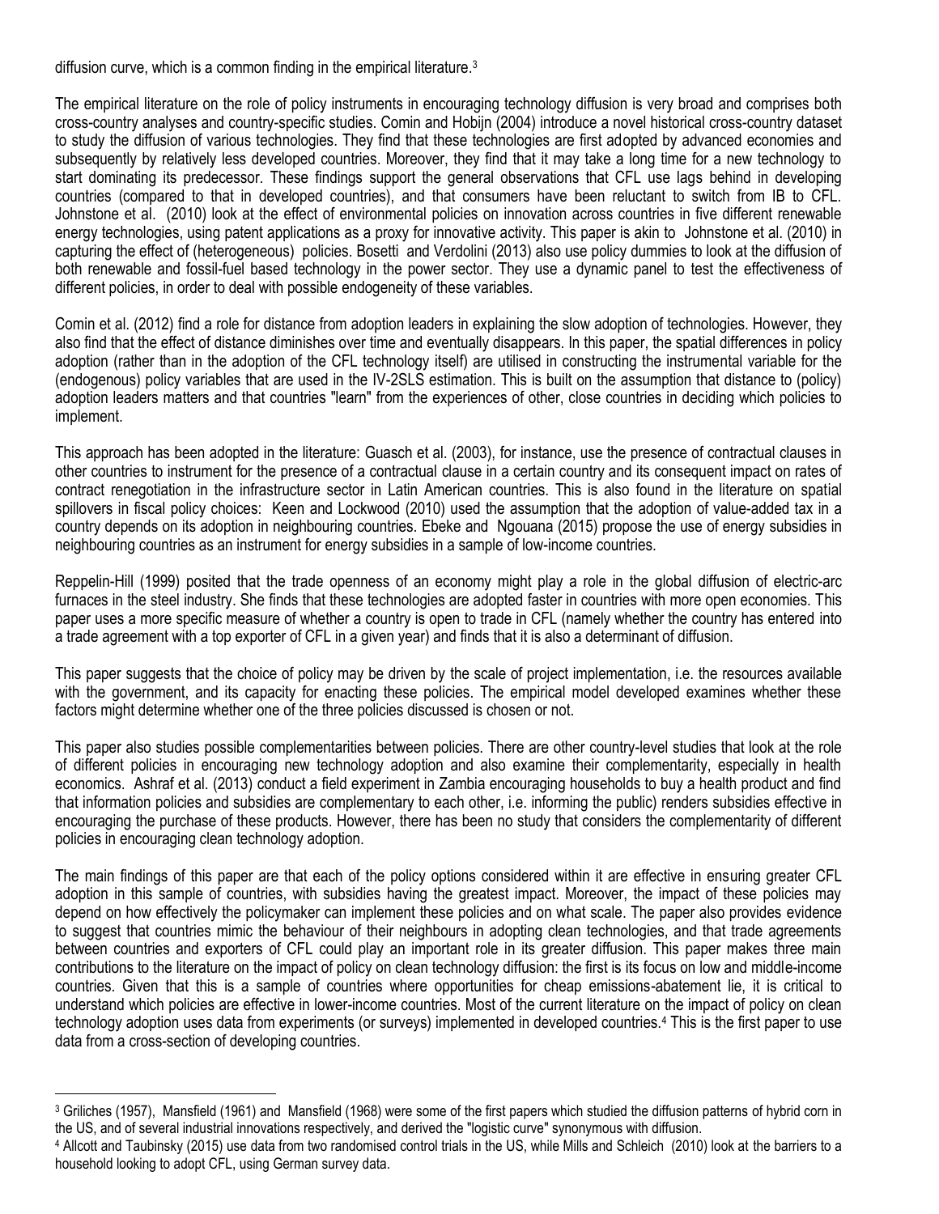diffusion curve, which is a common finding in the empirical literature.[3]

The empirical literature on the role of policy instruments in encouraging technology diffusion is very broad and comprises both cross-country analyses and country-specific studies. Comin and Hobijn (2004) introduce a novel historical cross-country dataset to study the diffusion of various technologies. They find that these technologies are first adopted by advanced economies and subsequently by relatively less developed countries. Moreover, they find that it may take a long time for a new technology to start dominating its predecessor. These findings support the general observations that CFL use lags behind in developing countries (compared to that in developed countries), and that consumers have been reluctant to switch from IB to CFL. Johnstone et al. (2010) look at the effect of environmental policies on innovation across countries in five different renewable energy technologies, using patent applications as a proxy for innovative activity. This paper is akin to Johnstone et al. (2010) in capturing the effect of (heterogeneous) policies. Bosetti and Verdolini (2013) also use policy dummies to look at the diffusion of both renewable and fossil-fuel based technology in the power sector. They use a dynamic panel to test the effectiveness of different policies, in order to deal with possible endogeneity of these variables.

Comin et al. (2012) find a role for distance from adoption leaders in explaining the slow adoption of technologies. However, they also find that the effect of distance diminishes over time and eventually disappears. In this paper, the spatial differences in policy adoption (rather than in the adoption of the CFL technology itself) are utilised in constructing the instrumental variable for the (endogenous) policy variables that are used in the IV-2SLS estimation. This is built on the assumption that distance to (policy) adoption leaders matters and that countries "learn" from the experiences of other, close countries in deciding which policies to implement.

This approach has been adopted in the literature: Guasch et al. (2003), for instance, use the presence of contractual clauses in other countries to instrument for the presence of a contractual clause in a certain country and its consequent impact on rates of contract renegotiation in the infrastructure sector in Latin American countries. This is also found in the literature on spatial spillovers in fiscal policy choices: Keen and Lockwood (2010) used the assumption that the adoption of value-added tax in a country depends on its adoption in neighbouring countries. Ebeke and Ngouana (2015) propose the use of energy subsidies in neighbouring countries as an instrument for energy subsidies in a sample of low-income countries.

Reppelin-Hill (1999) posited that the trade openness of an economy might play a role in the global diffusion of electric-arc furnaces in the steel industry. She finds that these technologies are adopted faster in countries with more open economies. This paper uses a more specific measure of whether a country is open to trade in CFL (namely whether the country has entered into a trade agreement with a top exporter of CFL in a given year) and finds that it is also a determinant of diffusion.

This paper suggests that the choice of policy may be driven by the scale of project implementation, i.e. the resources available with the government, and its capacity for enacting these policies. The empirical model developed examines whether these factors might determine whether one of the three policies discussed is chosen or not.

This paper also studies possible complementarities between policies. There are other country-level studies that look at the role of different policies in encouraging new technology adoption and also examine their complementarity, especially in health economics. Ashraf et al. (2013) conduct a field experiment in Zambia encouraging households to buy a health product and find that information policies and subsidies are complementary to each other, i.e. informing the public) renders subsidies effective in encouraging the purchase of these products. However, there has been no study that considers the complementarity of different policies in encouraging clean technology adoption.

The main findings of this paper are that each of the policy options considered within it are effective in ensuring greater CFL adoption in this sample of countries, with subsidies having the greatest impact. Moreover, the impact of these policies may depend on how effectively the policymaker can implement these policies and on what scale. The paper also provides evidence to suggest that countries mimic the behaviour of their neighbours in adopting clean technologies, and that trade agreements between countries and exporters of CFL could play an important role in its greater diffusion. This paper makes three main contributions to the literature on the impact of policy on clean technology diffusion: the first is its focus on low and middle-income countries. Given that this is a sample of countries where opportunities for cheap emissions-abatement lie, it is critical to understand which policies are effective in lower-income countries. Most of the current literature on the impact of policy on clean technology adoption uses data from experiments (or surveys) implemented in developed countries.[4] This is the first paper to use data from a cross-section of developing countries.

---

[3] Griliches (1957), Mansfield (1961) and Mansfield (1968) were some of the first papers which studied the diffusion patterns of hybrid corn in the US, and of several industrial innovations respectively, and derived the "logistic curve" synonymous with diffusion.

[4] Allcott and Taubinsky (2015) use data from two randomised control trials in the US, while Mills and Schleich (2010) look at the barriers to a household looking to adopt CFL, using German survey data.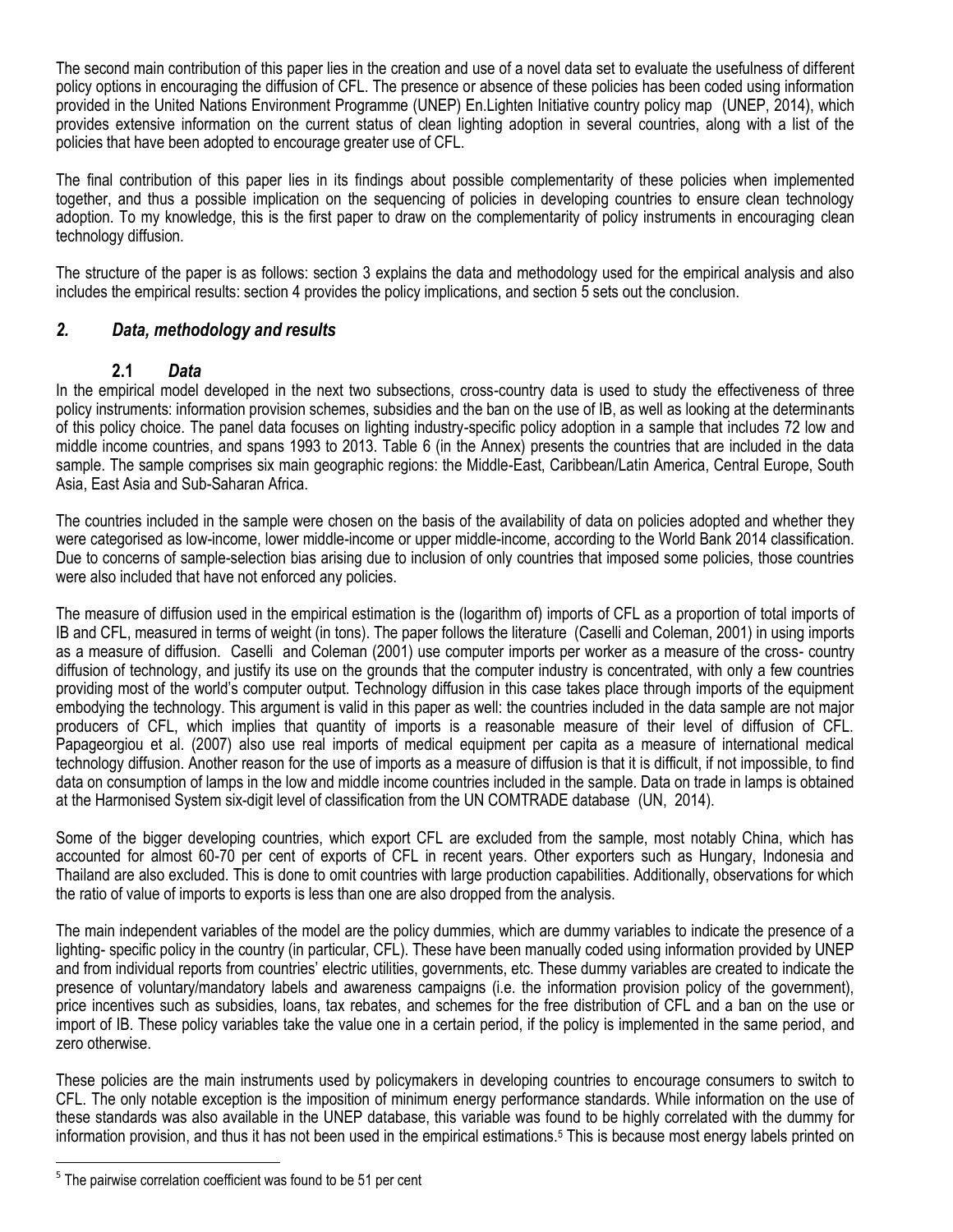The second main contribution of this paper lies in the creation and use of a novel data set to evaluate the usefulness of different policy options in encouraging the diffusion of CFL. The presence or absence of these policies has been coded using information provided in the United Nations Environment Programme (UNEP) En.Lighten Initiative country policy map (UNEP, 2014), which provides extensive information on the current status of clean lighting adoption in several countries, along with a list of the policies that have been adopted to encourage greater use of CFL.

The final contribution of this paper lies in its findings about possible complementarity of these policies when implemented together, and thus a possible implication on the sequencing of policies in developing countries to ensure clean technology adoption. To my knowledge, this is the first paper to draw on the complementarity of policy instruments in encouraging clean technology diffusion.

The structure of the paper is as follows: section 3 explains the data and methodology used for the empirical analysis and also includes the empirical results: section 4 provides the policy implications, and section 5 sets out the conclusion.

## *2. Data, methodology and results*

### **2.1 *Data***

In the empirical model developed in the next two subsections, cross-country data is used to study the effectiveness of three policy instruments: information provision schemes, subsidies and the ban on the use of IB, as well as looking at the determinants of this policy choice. The panel data focuses on lighting industry-specific policy adoption in a sample that includes 72 low and middle income countries, and spans 1993 to 2013. Table 6 (in the Annex) presents the countries that are included in the data sample. The sample comprises six main geographic regions: the Middle-East, Caribbean/Latin America, Central Europe, South Asia, East Asia and Sub-Saharan Africa.

The countries included in the sample were chosen on the basis of the availability of data on policies adopted and whether they were categorised as low-income, lower middle-income or upper middle-income, according to the World Bank 2014 classification. Due to concerns of sample-selection bias arising due to inclusion of only countries that imposed some policies, those countries were also included that have not enforced any policies.

The measure of diffusion used in the empirical estimation is the (logarithm of) imports of CFL as a proportion of total imports of IB and CFL, measured in terms of weight (in tons). The paper follows the literature (Caselli and Coleman, 2001) in using imports as a measure of diffusion. Caselli and Coleman (2001) use computer imports per worker as a measure of the cross- country diffusion of technology, and justify its use on the grounds that the computer industry is concentrated, with only a few countries providing most of the world's computer output. Technology diffusion in this case takes place through imports of the equipment embodying the technology. This argument is valid in this paper as well: the countries included in the data sample are not major producers of CFL, which implies that quantity of imports is a reasonable measure of their level of diffusion of CFL. Papageorgiou et al. (2007) also use real imports of medical equipment per capita as a measure of international medical technology diffusion. Another reason for the use of imports as a measure of diffusion is that it is difficult, if not impossible, to find data on consumption of lamps in the low and middle income countries included in the sample. Data on trade in lamps is obtained at the Harmonised System six-digit level of classification from the UN COMTRADE database (UN, 2014).

Some of the bigger developing countries, which export CFL are excluded from the sample, most notably China, which has accounted for almost 60-70 per cent of exports of CFL in recent years. Other exporters such as Hungary, Indonesia and Thailand are also excluded. This is done to omit countries with large production capabilities. Additionally, observations for which the ratio of value of imports to exports is less than one are also dropped from the analysis.

The main independent variables of the model are the policy dummies, which are dummy variables to indicate the presence of a lighting- specific policy in the country (in particular, CFL). These have been manually coded using information provided by UNEP and from individual reports from countries' electric utilities, governments, etc. These dummy variables are created to indicate the presence of voluntary/mandatory labels and awareness campaigns (i.e. the information provision policy of the government), price incentives such as subsidies, loans, tax rebates, and schemes for the free distribution of CFL and a ban on the use or import of IB. These policy variables take the value one in a certain period, if the policy is implemented in the same period, and zero otherwise.

These policies are the main instruments used by policymakers in developing countries to encourage consumers to switch to CFL. The only notable exception is the imposition of minimum energy performance standards. While information on the use of these standards was also available in the UNEP database, this variable was found to be highly correlated with the dummy for information provision, and thus it has not been used in the empirical estimations.[5] This is because most energy labels printed on

[5] The pairwise correlation coefficient was found to be 51 per cent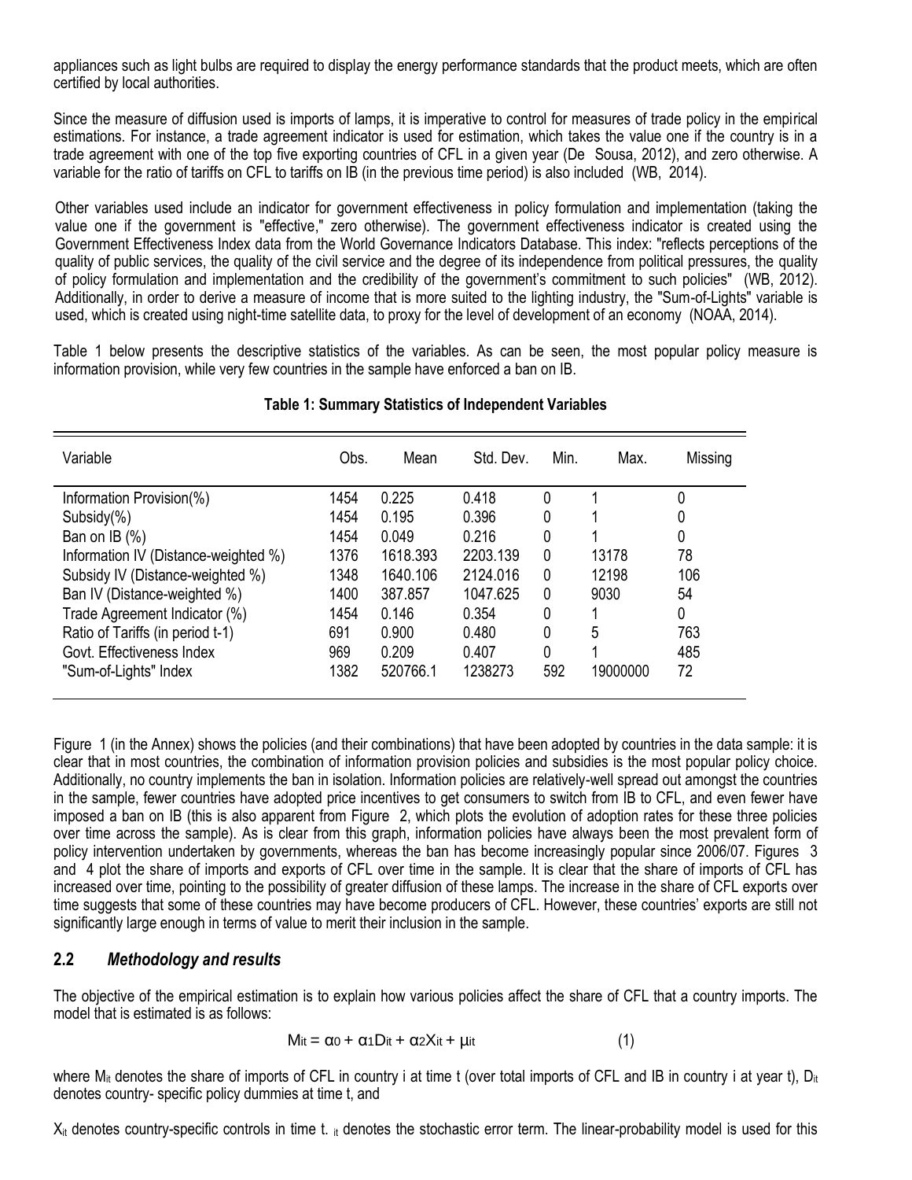appliances such as light bulbs are required to display the energy performance standards that the product meets, which are often certified by local authorities.

Since the measure of diffusion used is imports of lamps, it is imperative to control for measures of trade policy in the empirical estimations. For instance, a trade agreement indicator is used for estimation, which takes the value one if the country is in a trade agreement with one of the top five exporting countries of CFL in a given year (De Sousa, 2012), and zero otherwise. A variable for the ratio of tariffs on CFL to tariffs on IB (in the previous time period) is also included (WB, 2014).

Other variables used include an indicator for government effectiveness in policy formulation and implementation (taking the value one if the government is "effective," zero otherwise). The government effectiveness indicator is created using the Government Effectiveness Index data from the World Governance Indicators Database. This index: "reflects perceptions of the quality of public services, the quality of the civil service and the degree of its independence from political pressures, the quality of policy formulation and implementation and the credibility of the government's commitment to such policies" (WB, 2012). Additionally, in order to derive a measure of income that is more suited to the lighting industry, the "Sum-of-Lights" variable is used, which is created using night-time satellite data, to proxy for the level of development of an economy (NOAA, 2014).

Table 1 below presents the descriptive statistics of the variables. As can be seen, the most popular policy measure is information provision, while very few countries in the sample have enforced a ban on IB.

**Table 1: Summary Statistics of Independent Variables**

| Variable | Obs. | Mean | Std. Dev. | Min. | Max. | Missing |
|---|---|---|---|---|---|---|
| Information Provision(%) | 1454 | 0.225 | 0.418 | 0 | 1 | 0 |
| Subsidy(%) | 1454 | 0.195 | 0.396 | 0 | 1 | 0 |
| Ban on IB (%) | 1454 | 0.049 | 0.216 | 0 | 1 | 0 |
| Information IV (Distance-weighted %) | 1376 | 1618.393 | 2203.139 | 0 | 13178 | 78 |
| Subsidy IV (Distance-weighted %) | 1348 | 1640.106 | 2124.016 | 0 | 12198 | 106 |
| Ban IV (Distance-weighted %) | 1400 | 387.857 | 1047.625 | 0 | 9030 | 54 |
| Trade Agreement Indicator (%) | 1454 | 0.146 | 0.354 | 0 | 1 | 0 |
| Ratio of Tariffs (in period t-1) | 691 | 0.900 | 0.480 | 0 | 5 | 763 |
| Govt. Effectiveness Index | 969 | 0.209 | 0.407 | 0 | 1 | 485 |
| "Sum-of-Lights" Index | 1382 | 520766.1 | 1238273 | 592 | 19000000 | 72 |

Figure 1 (in the Annex) shows the policies (and their combinations) that have been adopted by countries in the data sample: it is clear that in most countries, the combination of information provision policies and subsidies is the most popular policy choice. Additionally, no country implements the ban in isolation. Information policies are relatively-well spread out amongst the countries in the sample, fewer countries have adopted price incentives to get consumers to switch from IB to CFL, and even fewer have imposed a ban on IB (this is also apparent from Figure 2, which plots the evolution of adoption rates for these three policies over time across the sample). As is clear from this graph, information policies have always been the most prevalent form of policy intervention undertaken by governments, whereas the ban has become increasingly popular since 2006/07. Figures 3 and 4 plot the share of imports and exports of CFL over time in the sample. It is clear that the share of imports of CFL has increased over time, pointing to the possibility of greater diffusion of these lamps. The increase in the share of CFL exports over time suggests that some of these countries may have become producers of CFL. However, these countries' exports are still not significantly large enough in terms of value to merit their inclusion in the sample.

## 2.2 *Methodology and results*

The objective of the empirical estimation is to explain how various policies affect the share of CFL that a country imports. The model that is estimated is as follows:

$$M_{it} = \alpha_0 + \alpha_1 D_{it} + \alpha_2 X_{it} + \mu_{it} \qquad (1)$$

where $M_{it}$ denotes the share of imports of CFL in country i at time t (over total imports of CFL and IB in country i at year t), $D_{it}$ denotes country- specific policy dummies at time t, and

$X_{it}$ denotes country-specific controls in time t. $_{it}$ denotes the stochastic error term. The linear-probability model is used for this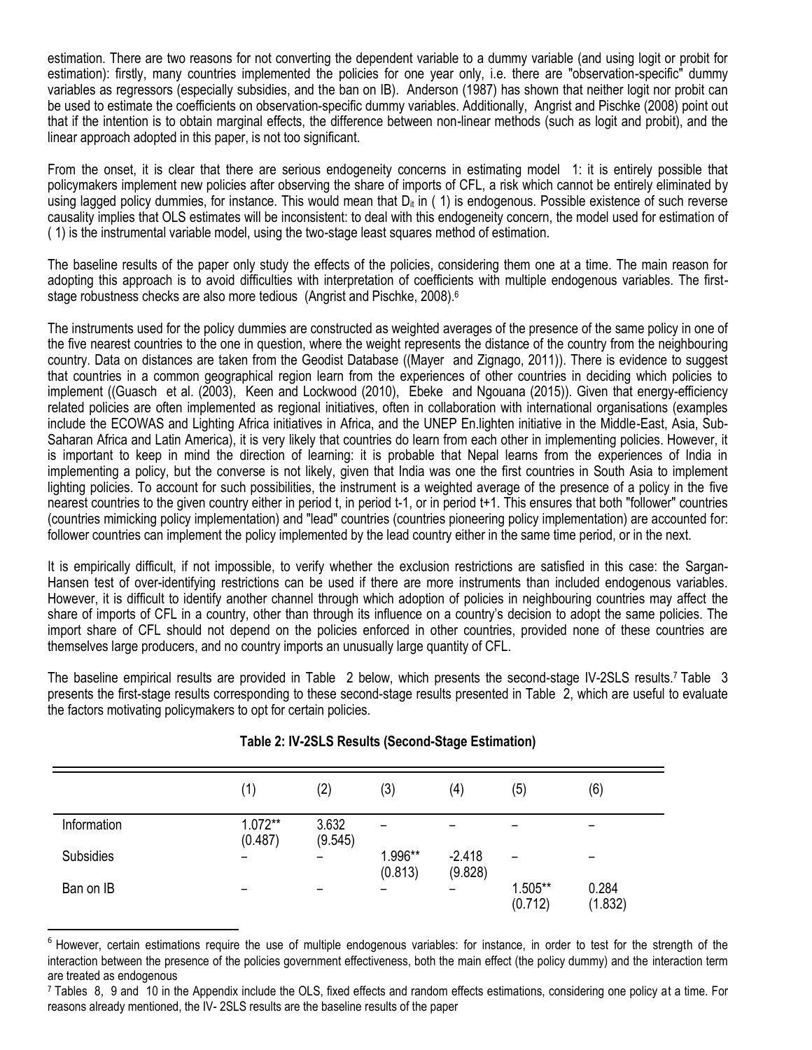estimation. There are two reasons for not converting the dependent variable to a dummy variable (and using logit or probit for estimation): firstly, many countries implemented the policies for one year only, i.e. there are "observation-specific" dummy variables as regressors (especially subsidies, and the ban on IB). Anderson (1987) has shown that neither logit nor probit can be used to estimate the coefficients on observation-specific dummy variables. Additionally, Angrist and Pischke (2008) point out that if the intention is to obtain marginal effects, the difference between non-linear methods (such as logit and probit), and the linear approach adopted in this paper, is not too significant.

From the onset, it is clear that there are serious endogeneity concerns in estimating model 1: it is entirely possible that policymakers implement new policies after observing the share of imports of CFL, a risk which cannot be entirely eliminated by using lagged policy dummies, for instance. This would mean that $D_{it}$ in ( 1) is endogenous. Possible existence of such reverse causality implies that OLS estimates will be inconsistent: to deal with this endogeneity concern, the model used for estimation of ( 1) is the instrumental variable model, using the two-stage least squares method of estimation.

The baseline results of the paper only study the effects of the policies, considering them one at a time. The main reason for adopting this approach is to avoid difficulties with interpretation of coefficients with multiple endogenous variables. The first-stage robustness checks are also more tedious (Angrist and Pischke, 2008).[6]

The instruments used for the policy dummies are constructed as weighted averages of the presence of the same policy in one of the five nearest countries to the one in question, where the weight represents the distance of the country from the neighbouring country. Data on distances are taken from the Geodist Database ((Mayer and Zignago, 2011)). There is evidence to suggest that countries in a common geographical region learn from the experiences of other countries in deciding which policies to implement ((Guasch et al. (2003), Keen and Lockwood (2010), Ebeke and Ngouana (2015)). Given that energy-efficiency related policies are often implemented as regional initiatives, often in collaboration with international organisations (examples include the ECOWAS and Lighting Africa initiatives in Africa, and the UNEP En.lighten initiative in the Middle-East, Asia, Sub-Saharan Africa and Latin America), it is very likely that countries do learn from each other in implementing policies. However, it is important to keep in mind the direction of learning: it is probable that Nepal learns from the experiences of India in implementing a policy, but the converse is not likely, given that India was one the first countries in South Asia to implement lighting policies. To account for such possibilities, the instrument is a weighted average of the presence of a policy in the five nearest countries to the given country either in period t, in period t-1, or in period t+1. This ensures that both "follower" countries (countries mimicking policy implementation) and "lead" countries (countries pioneering policy implementation) are accounted for: follower countries can implement the policy implemented by the lead country either in the same time period, or in the next.

It is empirically difficult, if not impossible, to verify whether the exclusion restrictions are satisfied in this case: the Sargan-Hansen test of over-identifying restrictions can be used if there are more instruments than included endogenous variables. However, it is difficult to identify another channel through which adoption of policies in neighbouring countries may affect the share of imports of CFL in a country, other than through its influence on a country's decision to adopt the same policies. The import share of CFL should not depend on the policies enforced in other countries, provided none of these countries are themselves large producers, and no country imports an unusually large quantity of CFL.

The baseline empirical results are provided in Table 2 below, which presents the second-stage IV-2SLS results.[7] Table 3 presents the first-stage results corresponding to these second-stage results presented in Table 2, which are useful to evaluate the factors motivating policymakers to opt for certain policies.

**Table 2: IV-2SLS Results (Second-Stage Estimation)**

| | (1) | (2) | (3) | (4) | (5) | (6) |
|---|---|---|---|---|---|---|
| Information | 1.072** (0.487) | 3.632 (9.545) | – | – | – | – |
| Subsidies | – | – | 1.996** (0.813) | -2.418 (9.828) | – | – |
| Ban on IB | – | – | – | – | 1.505** (0.712) | 0.284 (1.832) |

[6] However, certain estimations require the use of multiple endogenous variables: for instance, in order to test for the strength of the interaction between the presence of the policies government effectiveness, both the main effect (the policy dummy) and the interaction term are treated as endogenous

[7] Tables 8, 9 and 10 in the Appendix include the OLS, fixed effects and random effects estimations, considering one policy at a time. For reasons already mentioned, the IV- 2SLS results are the baseline results of the paper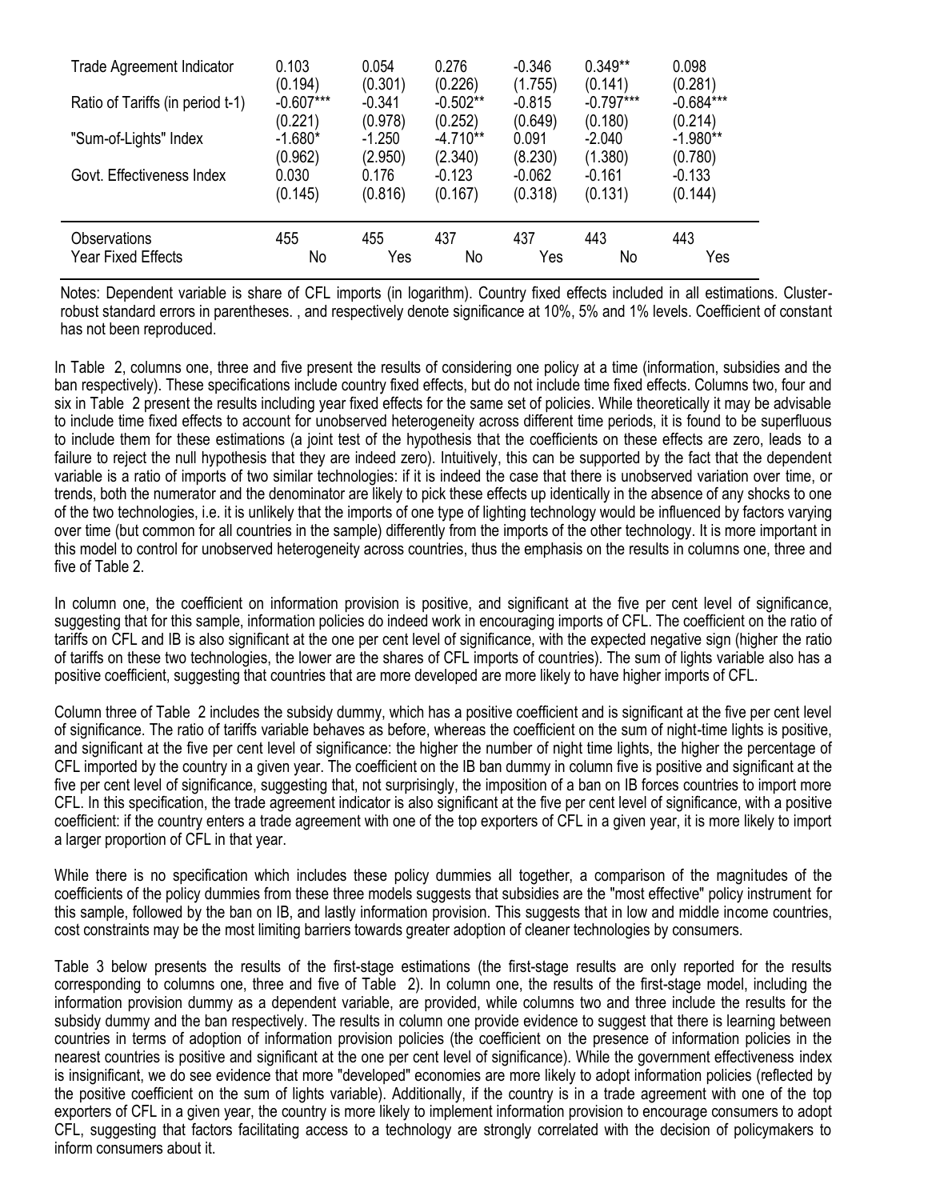| | | | | | | |
|---|---|---|---|---|---|---|
| Trade Agreement Indicator | 0.103 | 0.054 | 0.276 | -0.346 | 0.349** | 0.098 |
| | (0.194) | (0.301) | (0.226) | (1.755) | (0.141) | (0.281) |
| Ratio of Tariffs (in period t-1) | -0.607*** | -0.341 | -0.502** | -0.815 | -0.797*** | -0.684*** |
| | (0.221) | (0.978) | (0.252) | (0.649) | (0.180) | (0.214) |
| "Sum-of-Lights" Index | -1.680* | -1.250 | -4.710** | 0.091 | -2.040 | -1.980** |
| | (0.962) | (2.950) | (2.340) | (8.230) | (1.380) | (0.780) |
| Govt. Effectiveness Index | 0.030 | 0.176 | -0.123 | -0.062 | -0.161 | -0.133 |
| | (0.145) | (0.816) | (0.167) | (0.318) | (0.131) | (0.144) |
| Observations | 455 | 455 | 437 | 437 | 443 | 443 |
| Year Fixed Effects | No | Yes | No | Yes | No | Yes |

Notes: Dependent variable is share of CFL imports (in logarithm). Country fixed effects included in all estimations. Cluster-robust standard errors in parentheses. , and respectively denote significance at 10%, 5% and 1% levels. Coefficient of constant has not been reproduced.

In Table 2, columns one, three and five present the results of considering one policy at a time (information, subsidies and the ban respectively). These specifications include country fixed effects, but do not include time fixed effects. Columns two, four and six in Table 2 present the results including year fixed effects for the same set of policies. While theoretically it may be advisable to include time fixed effects to account for unobserved heterogeneity across different time periods, it is found to be superfluous to include them for these estimations (a joint test of the hypothesis that the coefficients on these effects are zero, leads to a failure to reject the null hypothesis that they are indeed zero). Intuitively, this can be supported by the fact that the dependent variable is a ratio of imports of two similar technologies: if it is indeed the case that there is unobserved variation over time, or trends, both the numerator and the denominator are likely to pick these effects up identically in the absence of any shocks to one of the two technologies, i.e. it is unlikely that the imports of one type of lighting technology would be influenced by factors varying over time (but common for all countries in the sample) differently from the imports of the other technology. It is more important in this model to control for unobserved heterogeneity across countries, thus the emphasis on the results in columns one, three and five of Table 2.

In column one, the coefficient on information provision is positive, and significant at the five per cent level of significance, suggesting that for this sample, information policies do indeed work in encouraging imports of CFL. The coefficient on the ratio of tariffs on CFL and IB is also significant at the one per cent level of significance, with the expected negative sign (higher the ratio of tariffs on these two technologies, the lower are the shares of CFL imports of countries). The sum of lights variable also has a positive coefficient, suggesting that countries that are more developed are more likely to have higher imports of CFL.

Column three of Table 2 includes the subsidy dummy, which has a positive coefficient and is significant at the five per cent level of significance. The ratio of tariffs variable behaves as before, whereas the coefficient on the sum of night-time lights is positive, and significant at the five per cent level of significance: the higher the number of night time lights, the higher the percentage of CFL imported by the country in a given year. The coefficient on the IB ban dummy in column five is positive and significant at the five per cent level of significance, suggesting that, not surprisingly, the imposition of a ban on IB forces countries to import more CFL. In this specification, the trade agreement indicator is also significant at the five per cent level of significance, with a positive coefficient: if the country enters a trade agreement with one of the top exporters of CFL in a given year, it is more likely to import a larger proportion of CFL in that year.

While there is no specification which includes these policy dummies all together, a comparison of the magnitudes of the coefficients of the policy dummies from these three models suggests that subsidies are the "most effective" policy instrument for this sample, followed by the ban on IB, and lastly information provision. This suggests that in low and middle income countries, cost constraints may be the most limiting barriers towards greater adoption of cleaner technologies by consumers.

Table 3 below presents the results of the first-stage estimations (the first-stage results are only reported for the results corresponding to columns one, three and five of Table 2). In column one, the results of the first-stage model, including the information provision dummy as a dependent variable, are provided, while columns two and three include the results for the subsidy dummy and the ban respectively. The results in column one provide evidence to suggest that there is learning between countries in terms of adoption of information provision policies (the coefficient on the presence of information policies in the nearest countries is positive and significant at the one per cent level of significance). While the government effectiveness index is insignificant, we do see evidence that more "developed" economies are more likely to adopt information policies (reflected by the positive coefficient on the sum of lights variable). Additionally, if the country is in a trade agreement with one of the top exporters of CFL in a given year, the country is more likely to implement information provision to encourage consumers to adopt CFL, suggesting that factors facilitating access to a technology are strongly correlated with the decision of policymakers to inform consumers about it.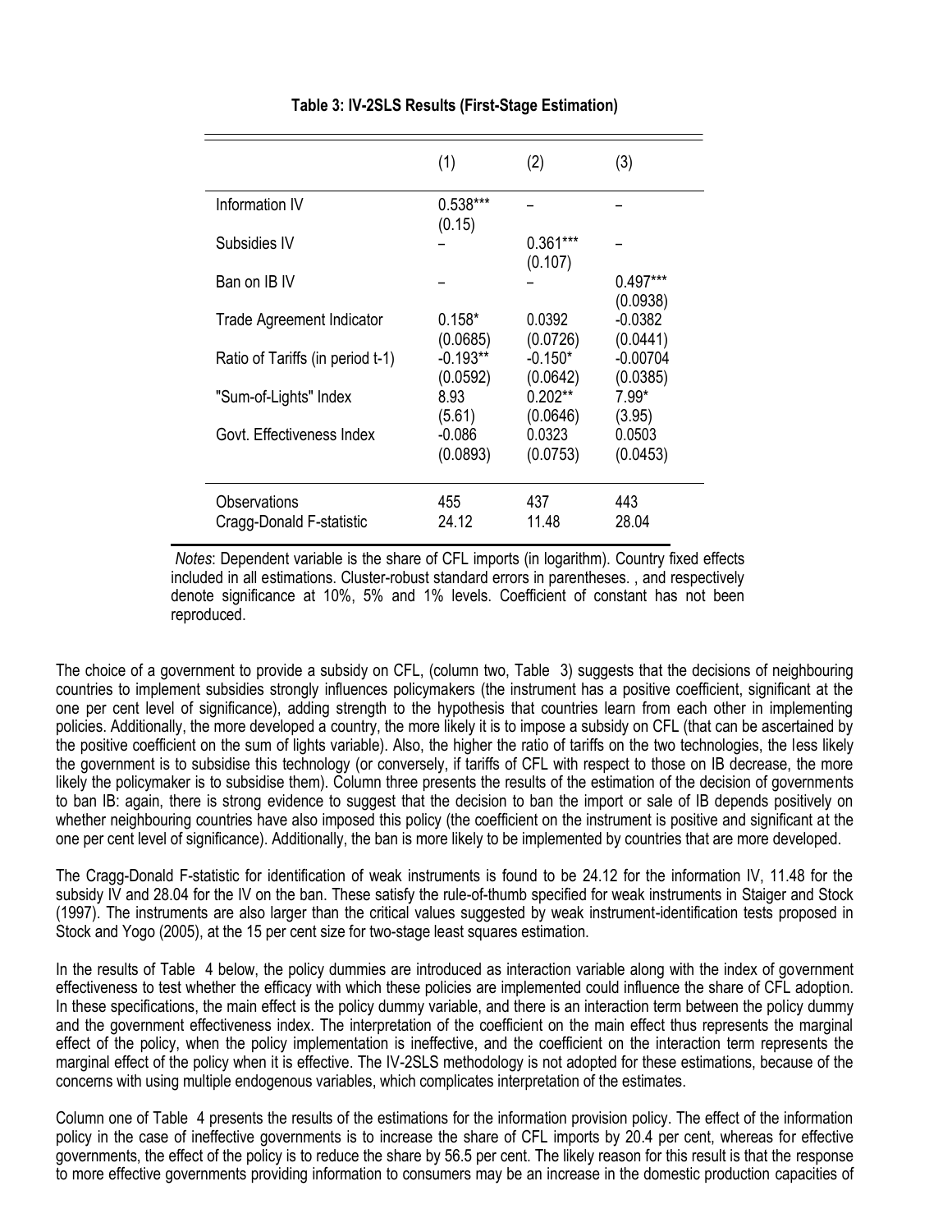**Table 3: IV-2SLS Results (First-Stage Estimation)**

| | (1) | (2) | (3) |
|---|---|---|---|
| Information IV | 0.538*** (0.15) | – | – |
| Subsidies IV | – | 0.361*** (0.107) | – |
| Ban on IB IV | – | – | 0.497*** (0.0938) |
| Trade Agreement Indicator | 0.158* (0.0685) | 0.0392 (0.0726) | -0.0382 (0.0441) |
| Ratio of Tariffs (in period t-1) | -0.193** (0.0592) | -0.150* (0.0642) | -0.00704 (0.0385) |
| "Sum-of-Lights" Index | 8.93 (5.61) | 0.202** (0.0646) | 7.99* (3.95) |
| Govt. Effectiveness Index | -0.086 (0.0893) | 0.0323 (0.0753) | 0.0503 (0.0453) |
| Observations | 455 | 437 | 443 |
| Cragg-Donald F-statistic | 24.12 | 11.48 | 28.04 |

*Notes*: Dependent variable is the share of CFL imports (in logarithm). Country fixed effects included in all estimations. Cluster-robust standard errors in parentheses. , and respectively denote significance at 10%, 5% and 1% levels. Coefficient of constant has not been reproduced.

The choice of a government to provide a subsidy on CFL, (column two, Table 3) suggests that the decisions of neighbouring countries to implement subsidies strongly influences policymakers (the instrument has a positive coefficient, significant at the one per cent level of significance), adding strength to the hypothesis that countries learn from each other in implementing policies. Additionally, the more developed a country, the more likely it is to impose a subsidy on CFL (that can be ascertained by the positive coefficient on the sum of lights variable). Also, the higher the ratio of tariffs on the two technologies, the less likely the government is to subsidise this technology (or conversely, if tariffs of CFL with respect to those on IB decrease, the more likely the policymaker is to subsidise them). Column three presents the results of the estimation of the decision of governments to ban IB: again, there is strong evidence to suggest that the decision to ban the import or sale of IB depends positively on whether neighbouring countries have also imposed this policy (the coefficient on the instrument is positive and significant at the one per cent level of significance). Additionally, the ban is more likely to be implemented by countries that are more developed.

The Cragg-Donald F-statistic for identification of weak instruments is found to be 24.12 for the information IV, 11.48 for the subsidy IV and 28.04 for the IV on the ban. These satisfy the rule-of-thumb specified for weak instruments in Staiger and Stock (1997). The instruments are also larger than the critical values suggested by weak instrument-identification tests proposed in Stock and Yogo (2005), at the 15 per cent size for two-stage least squares estimation.

In the results of Table 4 below, the policy dummies are introduced as interaction variable along with the index of government effectiveness to test whether the efficacy with which these policies are implemented could influence the share of CFL adoption. In these specifications, the main effect is the policy dummy variable, and there is an interaction term between the policy dummy and the government effectiveness index. The interpretation of the coefficient on the main effect thus represents the marginal effect of the policy, when the policy implementation is ineffective, and the coefficient on the interaction term represents the marginal effect of the policy when it is effective. The IV-2SLS methodology is not adopted for these estimations, because of the concerns with using multiple endogenous variables, which complicates interpretation of the estimates.

Column one of Table 4 presents the results of the estimations for the information provision policy. The effect of the information policy in the case of ineffective governments is to increase the share of CFL imports by 20.4 per cent, whereas for effective governments, the effect of the policy is to reduce the share by 56.5 per cent. The likely reason for this result is that the response to more effective governments providing information to consumers may be an increase in the domestic production capacities of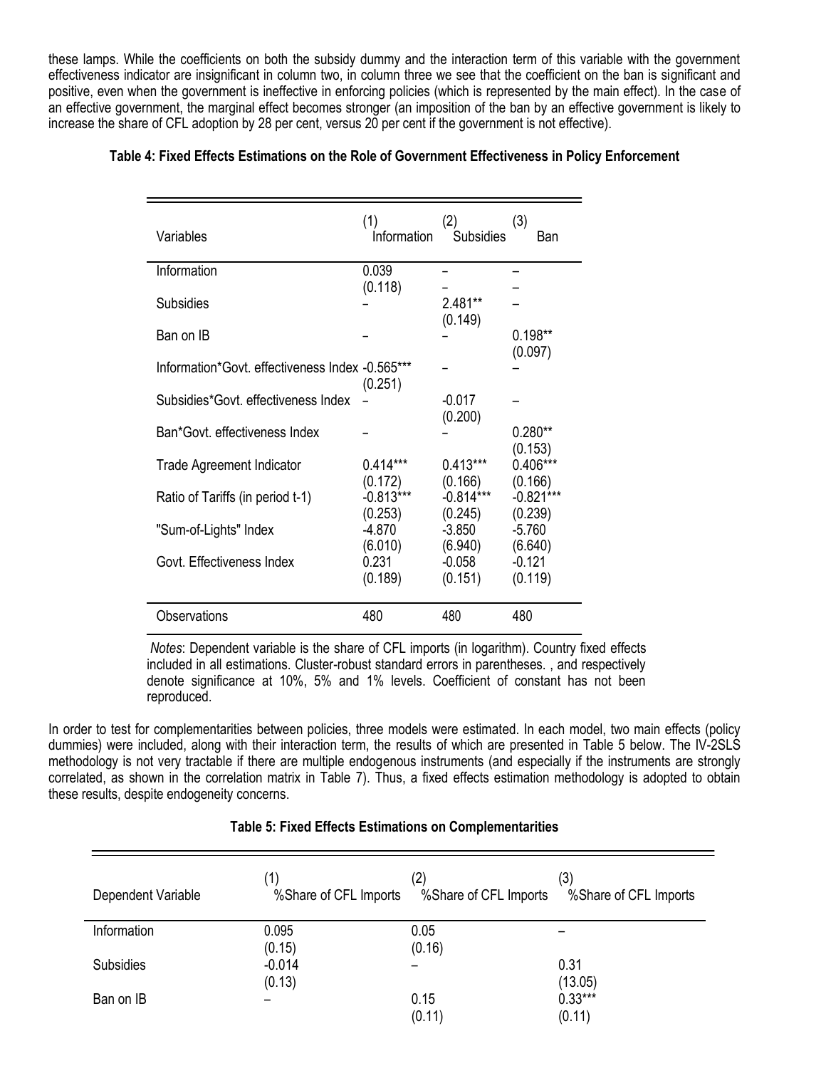these lamps. While the coefficients on both the subsidy dummy and the interaction term of this variable with the government effectiveness indicator are insignificant in column two, in column three we see that the coefficient on the ban is significant and positive, even when the government is ineffective in enforcing policies (which is represented by the main effect). In the case of an effective government, the marginal effect becomes stronger (an imposition of the ban by an effective government is likely to increase the share of CFL adoption by 28 per cent, versus 20 per cent if the government is not effective).

**Table 4: Fixed Effects Estimations on the Role of Government Effectiveness in Policy Enforcement**

| Variables | (1) Information | (2) Subsidies | (3) Ban |
|---|---|---|---|
| Information | 0.039 (0.118) | – | – |
| Subsidies | – | 2.481** (0.149) | – |
| Ban on IB | – | – | 0.198** (0.097) |
| Information*Govt. effectiveness Index | -0.565*** (0.251) | – | – |
| Subsidies*Govt. effectiveness Index | – | -0.017 (0.200) | – |
| Ban*Govt. effectiveness Index | – | – | 0.280** (0.153) |
| Trade Agreement Indicator | 0.414*** (0.172) | 0.413*** (0.166) | 0.406*** (0.166) |
| Ratio of Tariffs (in period t-1) | -0.813*** (0.253) | -0.814*** (0.245) | -0.821*** (0.239) |
| "Sum-of-Lights" Index | -4.870 (6.010) | -3.850 (6.940) | -5.760 (6.640) |
| Govt. Effectiveness Index | 0.231 (0.189) | -0.058 (0.151) | -0.121 (0.119) |
| Observations | 480 | 480 | 480 |

*Notes*: Dependent variable is the share of CFL imports (in logarithm). Country fixed effects included in all estimations. Cluster-robust standard errors in parentheses. , and respectively denote significance at 10%, 5% and 1% levels. Coefficient of constant has not been reproduced.

In order to test for complementarities between policies, three models were estimated. In each model, two main effects (policy dummies) were included, along with their interaction term, the results of which are presented in Table 5 below. The IV-2SLS methodology is not very tractable if there are multiple endogenous instruments (and especially if the instruments are strongly correlated, as shown in the correlation matrix in Table 7). Thus, a fixed effects estimation methodology is adopted to obtain these results, despite endogeneity concerns.

**Table 5: Fixed Effects Estimations on Complementarities**

| Dependent Variable | (1) %Share of CFL Imports | (2) %Share of CFL Imports | (3) %Share of CFL Imports |
|---|---|---|---|
| Information | 0.095 (0.15) | 0.05 (0.16) | – |
| Subsidies | -0.014 (0.13) | – | 0.31 (13.05) |
| Ban on IB | – | 0.15 (0.11) | 0.33*** (0.11) |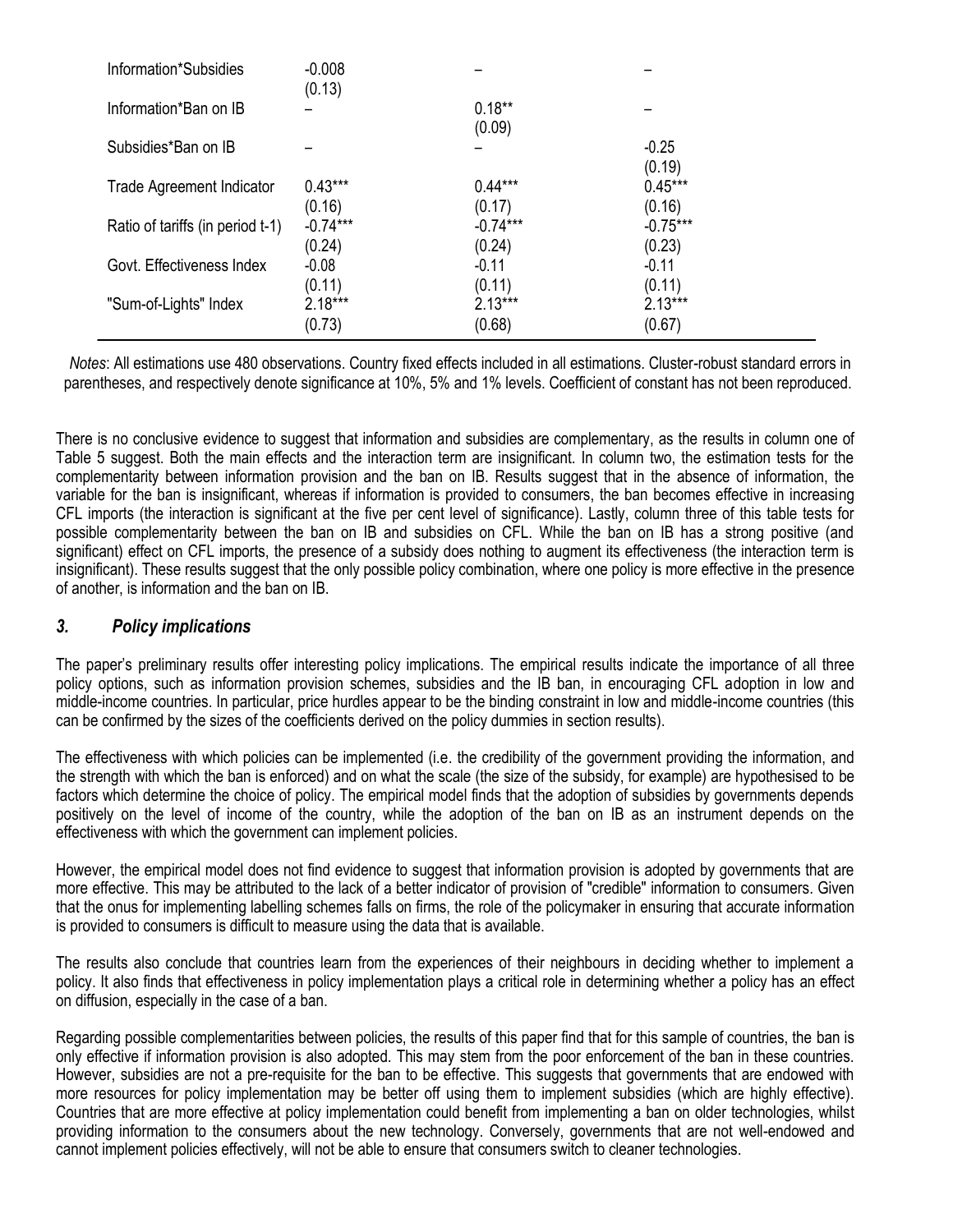| | | | |
|---|---|---|---|
| Information*Subsidies | -0.008<br>(0.13) | – | – |
| Information*Ban on IB | – | 0.18**<br>(0.09) | – |
| Subsidies*Ban on IB | – | – | -0.25<br>(0.19) |
| Trade Agreement Indicator | 0.43***<br>(0.16) | 0.44***<br>(0.17) | 0.45***<br>(0.16) |
| Ratio of tariffs (in period t-1) | -0.74***<br>(0.24) | -0.74***<br>(0.24) | -0.75***<br>(0.23) |
| Govt. Effectiveness Index | -0.08<br>(0.11) | -0.11<br>(0.11) | -0.11<br>(0.11) |
| "Sum-of-Lights" Index | 2.18***<br>(0.73) | 2.13***<br>(0.68) | 2.13***<br>(0.67) |

*Notes*: All estimations use 480 observations. Country fixed effects included in all estimations. Cluster-robust standard errors in parentheses, and respectively denote significance at 10%, 5% and 1% levels. Coefficient of constant has not been reproduced.

There is no conclusive evidence to suggest that information and subsidies are complementary, as the results in column one of Table 5 suggest. Both the main effects and the interaction term are insignificant. In column two, the estimation tests for the complementarity between information provision and the ban on IB. Results suggest that in the absence of information, the variable for the ban is insignificant, whereas if information is provided to consumers, the ban becomes effective in increasing CFL imports (the interaction is significant at the five per cent level of significance). Lastly, column three of this table tests for possible complementarity between the ban on IB and subsidies on CFL. While the ban on IB has a strong positive (and significant) effect on CFL imports, the presence of a subsidy does nothing to augment its effectiveness (the interaction term is insignificant). These results suggest that the only possible policy combination, where one policy is more effective in the presence of another, is information and the ban on IB.

### *3. Policy implications*

The paper's preliminary results offer interesting policy implications. The empirical results indicate the importance of all three policy options, such as information provision schemes, subsidies and the IB ban, in encouraging CFL adoption in low and middle-income countries. In particular, price hurdles appear to be the binding constraint in low and middle-income countries (this can be confirmed by the sizes of the coefficients derived on the policy dummies in section results).

The effectiveness with which policies can be implemented (i.e. the credibility of the government providing the information, and the strength with which the ban is enforced) and on what the scale (the size of the subsidy, for example) are hypothesised to be factors which determine the choice of policy. The empirical model finds that the adoption of subsidies by governments depends positively on the level of income of the country, while the adoption of the ban on IB as an instrument depends on the effectiveness with which the government can implement policies.

However, the empirical model does not find evidence to suggest that information provision is adopted by governments that are more effective. This may be attributed to the lack of a better indicator of provision of "credible" information to consumers. Given that the onus for implementing labelling schemes falls on firms, the role of the policymaker in ensuring that accurate information is provided to consumers is difficult to measure using the data that is available.

The results also conclude that countries learn from the experiences of their neighbours in deciding whether to implement a policy. It also finds that effectiveness in policy implementation plays a critical role in determining whether a policy has an effect on diffusion, especially in the case of a ban.

Regarding possible complementarities between policies, the results of this paper find that for this sample of countries, the ban is only effective if information provision is also adopted. This may stem from the poor enforcement of the ban in these countries. However, subsidies are not a pre-requisite for the ban to be effective. This suggests that governments that are endowed with more resources for policy implementation may be better off using them to implement subsidies (which are highly effective). Countries that are more effective at policy implementation could benefit from implementing a ban on older technologies, whilst providing information to the consumers about the new technology. Conversely, governments that are not well-endowed and cannot implement policies effectively, will not be able to ensure that consumers switch to cleaner technologies.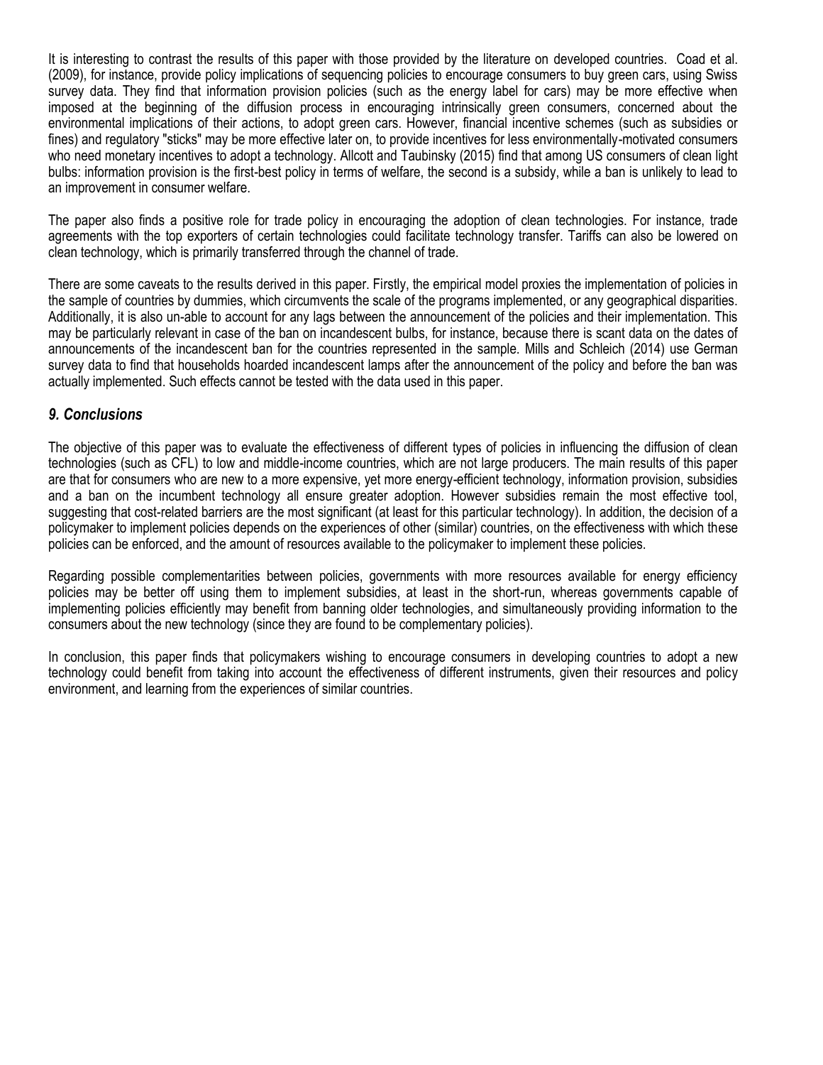It is interesting to contrast the results of this paper with those provided by the literature on developed countries. Coad et al. (2009), for instance, provide policy implications of sequencing policies to encourage consumers to buy green cars, using Swiss survey data. They find that information provision policies (such as the energy label for cars) may be more effective when imposed at the beginning of the diffusion process in encouraging intrinsically green consumers, concerned about the environmental implications of their actions, to adopt green cars. However, financial incentive schemes (such as subsidies or fines) and regulatory "sticks" may be more effective later on, to provide incentives for less environmentally-motivated consumers who need monetary incentives to adopt a technology. Allcott and Taubinsky (2015) find that among US consumers of clean light bulbs: information provision is the first-best policy in terms of welfare, the second is a subsidy, while a ban is unlikely to lead to an improvement in consumer welfare.

The paper also finds a positive role for trade policy in encouraging the adoption of clean technologies. For instance, trade agreements with the top exporters of certain technologies could facilitate technology transfer. Tariffs can also be lowered on clean technology, which is primarily transferred through the channel of trade.

There are some caveats to the results derived in this paper. Firstly, the empirical model proxies the implementation of policies in the sample of countries by dummies, which circumvents the scale of the programs implemented, or any geographical disparities. Additionally, it is also un-able to account for any lags between the announcement of the policies and their implementation. This may be particularly relevant in case of the ban on incandescent bulbs, for instance, because there is scant data on the dates of announcements of the incandescent ban for the countries represented in the sample. Mills and Schleich (2014) use German survey data to find that households hoarded incandescent lamps after the announcement of the policy and before the ban was actually implemented. Such effects cannot be tested with the data used in this paper.

## *9. Conclusions*

The objective of this paper was to evaluate the effectiveness of different types of policies in influencing the diffusion of clean technologies (such as CFL) to low and middle-income countries, which are not large producers. The main results of this paper are that for consumers who are new to a more expensive, yet more energy-efficient technology, information provision, subsidies and a ban on the incumbent technology all ensure greater adoption. However subsidies remain the most effective tool, suggesting that cost-related barriers are the most significant (at least for this particular technology). In addition, the decision of a policymaker to implement policies depends on the experiences of other (similar) countries, on the effectiveness with which these policies can be enforced, and the amount of resources available to the policymaker to implement these policies.

Regarding possible complementarities between policies, governments with more resources available for energy efficiency policies may be better off using them to implement subsidies, at least in the short-run, whereas governments capable of implementing policies efficiently may benefit from banning older technologies, and simultaneously providing information to the consumers about the new technology (since they are found to be complementary policies).

In conclusion, this paper finds that policymakers wishing to encourage consumers in developing countries to adopt a new technology could benefit from taking into account the effectiveness of different instruments, given their resources and policy environment, and learning from the experiences of similar countries.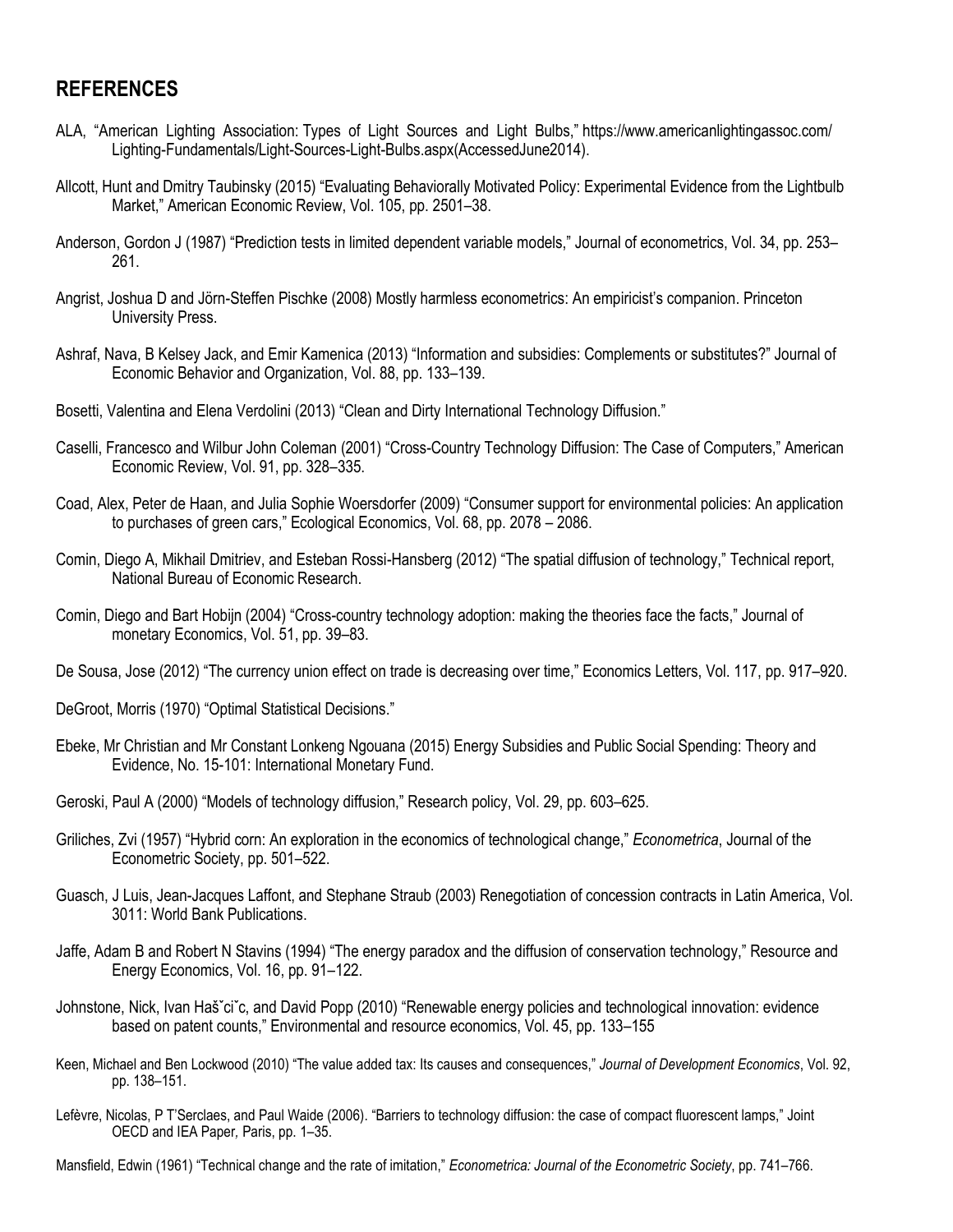## REFERENCES

ALA, "American Lighting Association: Types of Light Sources and Light Bulbs," https://www.americanlightingassoc.com/Lighting-Fundamentals/Light-Sources-Light-Bulbs.aspx(AccessedJune2014).

Allcott, Hunt and Dmitry Taubinsky (2015) "Evaluating Behaviorally Motivated Policy: Experimental Evidence from the Lightbulb Market," American Economic Review, Vol. 105, pp. 2501–38.

Anderson, Gordon J (1987) "Prediction tests in limited dependent variable models," Journal of econometrics, Vol. 34, pp. 253–261.

Angrist, Joshua D and Jörn-Steffen Pischke (2008) Mostly harmless econometrics: An empiricist's companion. Princeton University Press.

Ashraf, Nava, B Kelsey Jack, and Emir Kamenica (2013) "Information and subsidies: Complements or substitutes?" Journal of Economic Behavior and Organization, Vol. 88, pp. 133–139.

Bosetti, Valentina and Elena Verdolini (2013) "Clean and Dirty International Technology Diffusion."

Caselli, Francesco and Wilbur John Coleman (2001) "Cross-Country Technology Diffusion: The Case of Computers," American Economic Review, Vol. 91, pp. 328–335.

Coad, Alex, Peter de Haan, and Julia Sophie Woersdorfer (2009) "Consumer support for environmental policies: An application to purchases of green cars," Ecological Economics, Vol. 68, pp. 2078 – 2086.

Comin, Diego A, Mikhail Dmitriev, and Esteban Rossi-Hansberg (2012) "The spatial diffusion of technology," Technical report, National Bureau of Economic Research.

Comin, Diego and Bart Hobijn (2004) "Cross-country technology adoption: making the theories face the facts," Journal of monetary Economics, Vol. 51, pp. 39–83.

De Sousa, Jose (2012) "The currency union effect on trade is decreasing over time," Economics Letters, Vol. 117, pp. 917–920.

DeGroot, Morris (1970) "Optimal Statistical Decisions."

Ebeke, Mr Christian and Mr Constant Lonkeng Ngouana (2015) Energy Subsidies and Public Social Spending: Theory and Evidence, No. 15-101: International Monetary Fund.

Geroski, Paul A (2000) "Models of technology diffusion," Research policy, Vol. 29, pp. 603–625.

Griliches, Zvi (1957) "Hybrid corn: An exploration in the economics of technological change," *Econometrica*, Journal of the Econometric Society, pp. 501–522.

Guasch, J Luis, Jean-Jacques Laffont, and Stephane Straub (2003) Renegotiation of concession contracts in Latin America, Vol. 3011: World Bank Publications.

Jaffe, Adam B and Robert N Stavins (1994) "The energy paradox and the diffusion of conservation technology," Resource and Energy Economics, Vol. 16, pp. 91–122.

Johnstone, Nick, Ivan Hašˇciˇc, and David Popp (2010) "Renewable energy policies and technological innovation: evidence based on patent counts," Environmental and resource economics, Vol. 45, pp. 133–155

Keen, Michael and Ben Lockwood (2010) "The value added tax: Its causes and consequences," *Journal of Development Economics*, Vol. 92, pp. 138–151.

Lefèvre, Nicolas, P T'Serclaes, and Paul Waide (2006). "Barriers to technology diffusion: the case of compact fluorescent lamps," Joint OECD and IEA Paper*,* Paris, pp. 1–35.

Mansfield, Edwin (1961) "Technical change and the rate of imitation," *Econometrica: Journal of the Econometric Society*, pp. 741–766.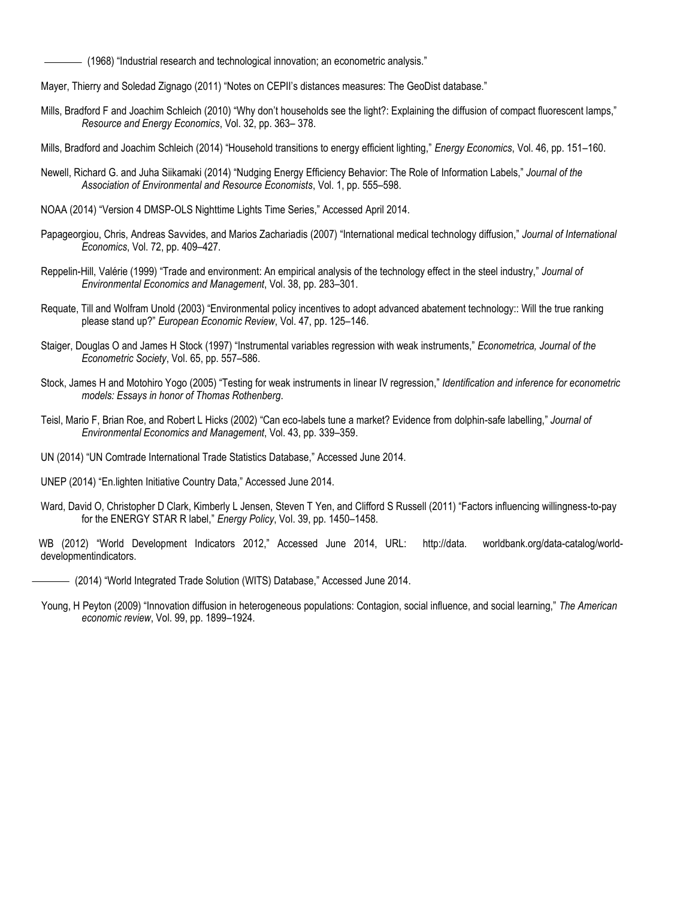——— (1968) "Industrial research and technological innovation; an econometric analysis."

Mayer, Thierry and Soledad Zignago (2011) "Notes on CEPII's distances measures: The GeoDist database."

Mills, Bradford F and Joachim Schleich (2010) "Why don't households see the light?: Explaining the diffusion of compact fluorescent lamps," *Resource and Energy Economics*, Vol. 32, pp. 363– 378.

Mills, Bradford and Joachim Schleich (2014) "Household transitions to energy efficient lighting," *Energy Economics*, Vol. 46, pp. 151–160.

Newell, Richard G. and Juha Siikamaki (2014) "Nudging Energy Efficiency Behavior: The Role of Information Labels," *Journal of the Association of Environmental and Resource Economists*, Vol. 1, pp. 555–598.

NOAA (2014) "Version 4 DMSP-OLS Nighttime Lights Time Series," Accessed April 2014.

Papageorgiou, Chris, Andreas Savvides, and Marios Zachariadis (2007) "International medical technology diffusion," *Journal of International Economics*, Vol. 72, pp. 409–427.

Reppelin-Hill, Valérie (1999) "Trade and environment: An empirical analysis of the technology effect in the steel industry," *Journal of Environmental Economics and Management*, Vol. 38, pp. 283–301.

Requate, Till and Wolfram Unold (2003) "Environmental policy incentives to adopt advanced abatement technology:: Will the true ranking please stand up?" *European Economic Review*, Vol. 47, pp. 125–146.

Staiger, Douglas O and James H Stock (1997) "Instrumental variables regression with weak instruments," *Econometrica, Journal of the Econometric Society*, Vol. 65, pp. 557–586.

Stock, James H and Motohiro Yogo (2005) "Testing for weak instruments in linear IV regression," *Identification and inference for econometric models: Essays in honor of Thomas Rothenberg*.

Teisl, Mario F, Brian Roe, and Robert L Hicks (2002) "Can eco-labels tune a market? Evidence from dolphin-safe labelling," *Journal of Environmental Economics and Management*, Vol. 43, pp. 339–359.

UN (2014) "UN Comtrade International Trade Statistics Database," Accessed June 2014.

UNEP (2014) "En.lighten Initiative Country Data," Accessed June 2014.

Ward, David O, Christopher D Clark, Kimberly L Jensen, Steven T Yen, and Clifford S Russell (2011) "Factors influencing willingness-to-pay for the ENERGY STAR R label," *Energy Policy*, Vol. 39, pp. 1450–1458.

WB (2012) "World Development Indicators 2012," Accessed June 2014, URL: http://data. worldbank.org/data-catalog/world-developmentindicators.

——— (2014) "World Integrated Trade Solution (WITS) Database," Accessed June 2014.

Young, H Peyton (2009) "Innovation diffusion in heterogeneous populations: Contagion, social influence, and social learning," *The American economic review*, Vol. 99, pp. 1899–1924.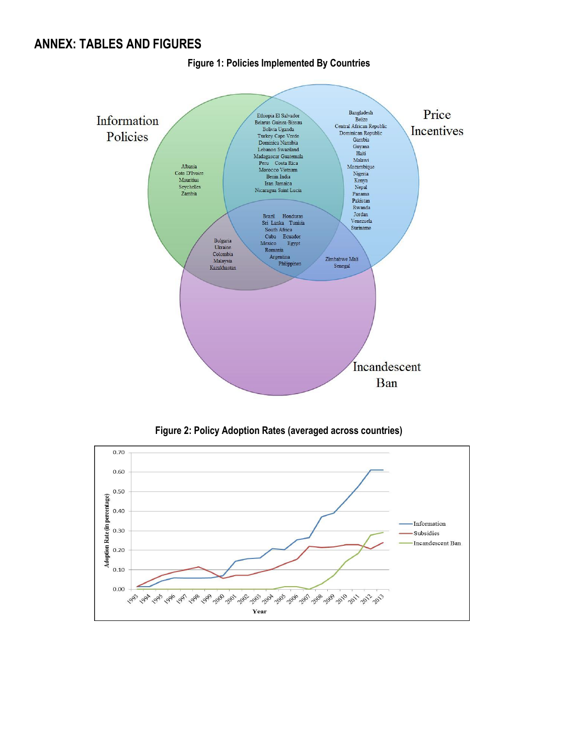## ANNEX: TABLES AND FIGURES

**Figure 1: Policies Implemented By Countries**

**Figure 2: Policy Adoption Rates (averaged across countries)**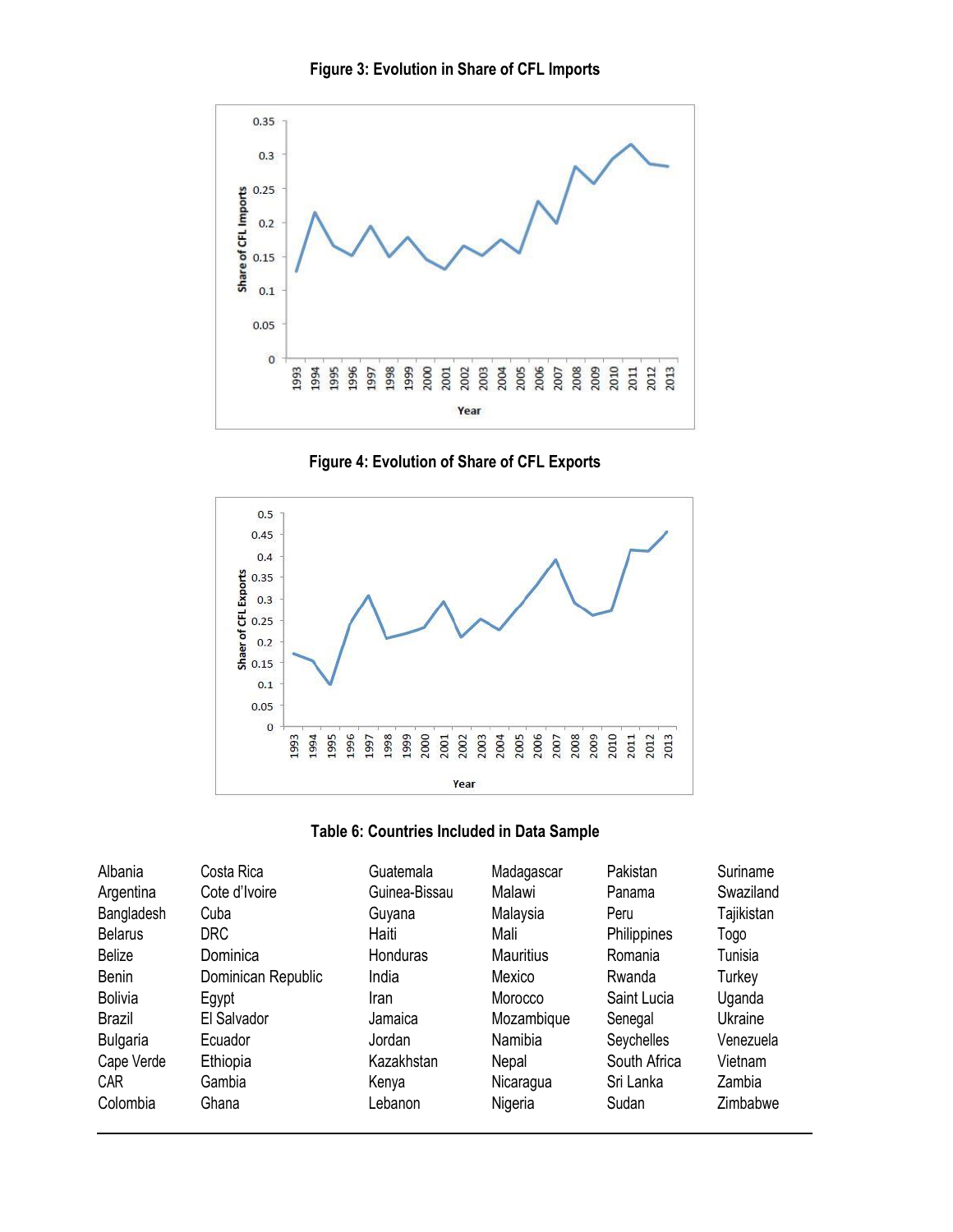**Figure 3: Evolution in Share of CFL Imports**

**Figure 4: Evolution of Share of CFL Exports**

**Table 6: Countries Included in Data Sample**

| | | | | | |
|---|---|---|---|---|---|
| Albania | Costa Rica | Guatemala | Madagascar | Pakistan | Suriname |
| Argentina | Cote d'Ivoire | Guinea-Bissau | Malawi | Panama | Swaziland |
| Bangladesh | Cuba | Guyana | Malaysia | Peru | Tajikistan |
| Belarus | DRC | Haiti | Mali | Philippines | Togo |
| Belize | Dominica | Honduras | Mauritius | Romania | Tunisia |
| Benin | Dominican Republic | India | Mexico | Rwanda | Turkey |
| Bolivia | Egypt | Iran | Morocco | Saint Lucia | Uganda |
| Brazil | El Salvador | Jamaica | Mozambique | Senegal | Ukraine |
| Bulgaria | Ecuador | Jordan | Namibia | Seychelles | Venezuela |
| Cape Verde | Ethiopia | Kazakhstan | Nepal | South Africa | Vietnam |
| CAR | Gambia | Kenya | Nicaragua | Sri Lanka | Zambia |
| Colombia | Ghana | Lebanon | Nigeria | Sudan | Zimbabwe |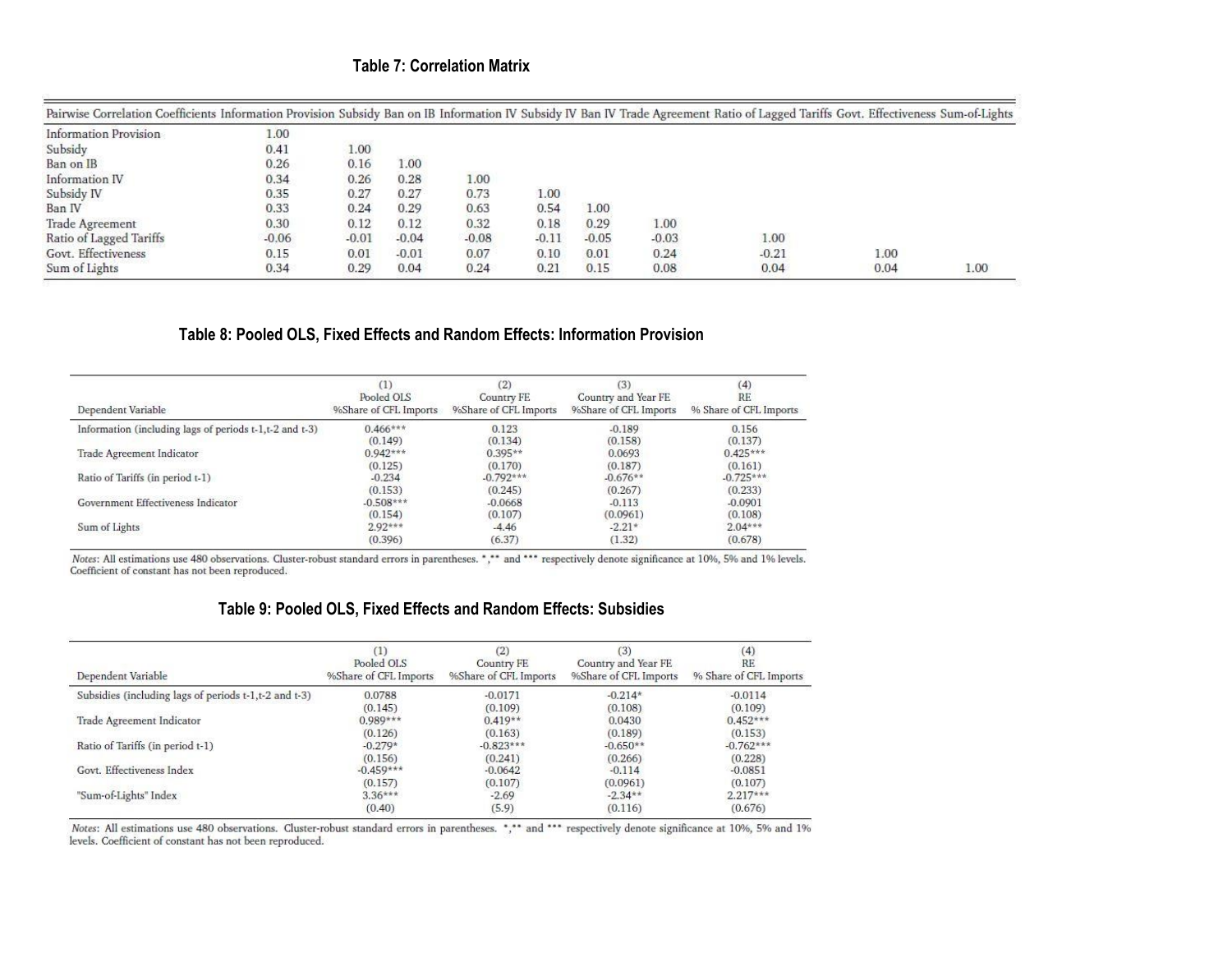**Table 7: Correlation Matrix**

| Pairwise Correlation Coefficients | Information Provision | Subsidy | Ban on IB | Information IV | Subsidy IV | Ban IV | Trade Agreement | Ratio of Lagged Tariffs | Govt. Effectiveness | Sum-of-Lights |
|---|---|---|---|---|---|---|---|---|---|---|
| Information Provision | 1.00 | | | | | | | | | |
| Subsidy | 0.41 | 1.00 | | | | | | | | |
| Ban on IB | 0.26 | 0.16 | 1.00 | | | | | | | |
| Information IV | 0.34 | 0.26 | 0.28 | 1.00 | | | | | | |
| Subsidy IV | 0.35 | 0.27 | 0.27 | 0.73 | 1.00 | | | | | |
| Ban IV | 0.33 | 0.24 | 0.29 | 0.63 | 0.54 | 1.00 | | | | |
| Trade Agreement | 0.30 | 0.12 | 0.12 | 0.32 | 0.18 | 0.29 | 1.00 | | | |
| Ratio of Lagged Tariffs | -0.06 | -0.01 | -0.04 | -0.08 | -0.11 | -0.05 | -0.03 | 1.00 | | |
| Govt. Effectiveness | 0.15 | 0.01 | -0.01 | 0.07 | 0.10 | 0.01 | 0.24 | -0.21 | 1.00 | |
| Sum of Lights | 0.34 | 0.29 | 0.04 | 0.24 | 0.21 | 0.15 | 0.08 | 0.04 | 0.04 | 1.00 |

**Table 8: Pooled OLS, Fixed Effects and Random Effects: Information Provision**

| | (1) | (2) | (3) | (4) |
|---|---|---|---|---|
| | Pooled OLS | Country FE | Country and Year FE | RE |
| Dependent Variable | %Share of CFL Imports | %Share of CFL Imports | %Share of CFL Imports | % Share of CFL Imports |
| Information (including lags of periods t-1,t-2 and t-3) | 0.466*** | 0.123 | -0.189 | 0.156 |
| | (0.149) | (0.134) | (0.158) | (0.137) |
| Trade Agreement Indicator | 0.942*** | 0.395** | 0.0693 | 0.425*** |
| | (0.125) | (0.170) | (0.187) | (0.161) |
| Ratio of Tariffs (in period t-1) | -0.234 | -0.792*** | -0.676** | -0.725*** |
| | (0.153) | (0.245) | (0.267) | (0.233) |
| Government Effectiveness Indicator | -0.508*** | -0.0668 | -0.113 | -0.0901 |
| | (0.154) | (0.107) | (0.0961) | (0.108) |
| Sum of Lights | 2.92*** | -4.46 | -2.21* | 2.04*** |
| | (0.396) | (6.37) | (1.32) | (0.678) |

*Notes:* All estimations use 480 observations. Cluster-robust standard errors in parentheses. *,** and *** respectively denote significance at 10%, 5% and 1% levels. Coefficient of constant has not been reproduced.

**Table 9: Pooled OLS, Fixed Effects and Random Effects: Subsidies**

| | (1) | (2) | (3) | (4) |
|---|---|---|---|---|
| | Pooled OLS | Country FE | Country and Year FE | RE |
| Dependent Variable | %Share of CFL Imports | %Share of CFL Imports | %Share of CFL Imports | % Share of CFL Imports |
| Subsidies (including lags of periods t-1,t-2 and t-3) | 0.0788 | -0.0171 | -0.214* | -0.0114 |
| | (0.145) | (0.109) | (0.108) | (0.109) |
| Trade Agreement Indicator | 0.989*** | 0.419** | 0.0430 | 0.452*** |
| | (0.126) | (0.163) | (0.189) | (0.153) |
| Ratio of Tariffs (in period t-1) | -0.279* | -0.823*** | -0.650** | -0.762*** |
| | (0.156) | (0.241) | (0.266) | (0.228) |
| Govt. Effectiveness Index | -0.459*** | -0.0642 | -0.114 | -0.0851 |
| | (0.157) | (0.107) | (0.0961) | (0.107) |
| "Sum-of-Lights" Index | 3.36*** | -2.69 | -2.34** | 2.217*** |
| | (0.40) | (5.9) | (0.116) | (0.676) |

*Notes:* All estimations use 480 observations. Cluster-robust standard errors in parentheses. *,** and *** respectively denote significance at 10%, 5% and 1% levels. Coefficient of constant has not been reproduced.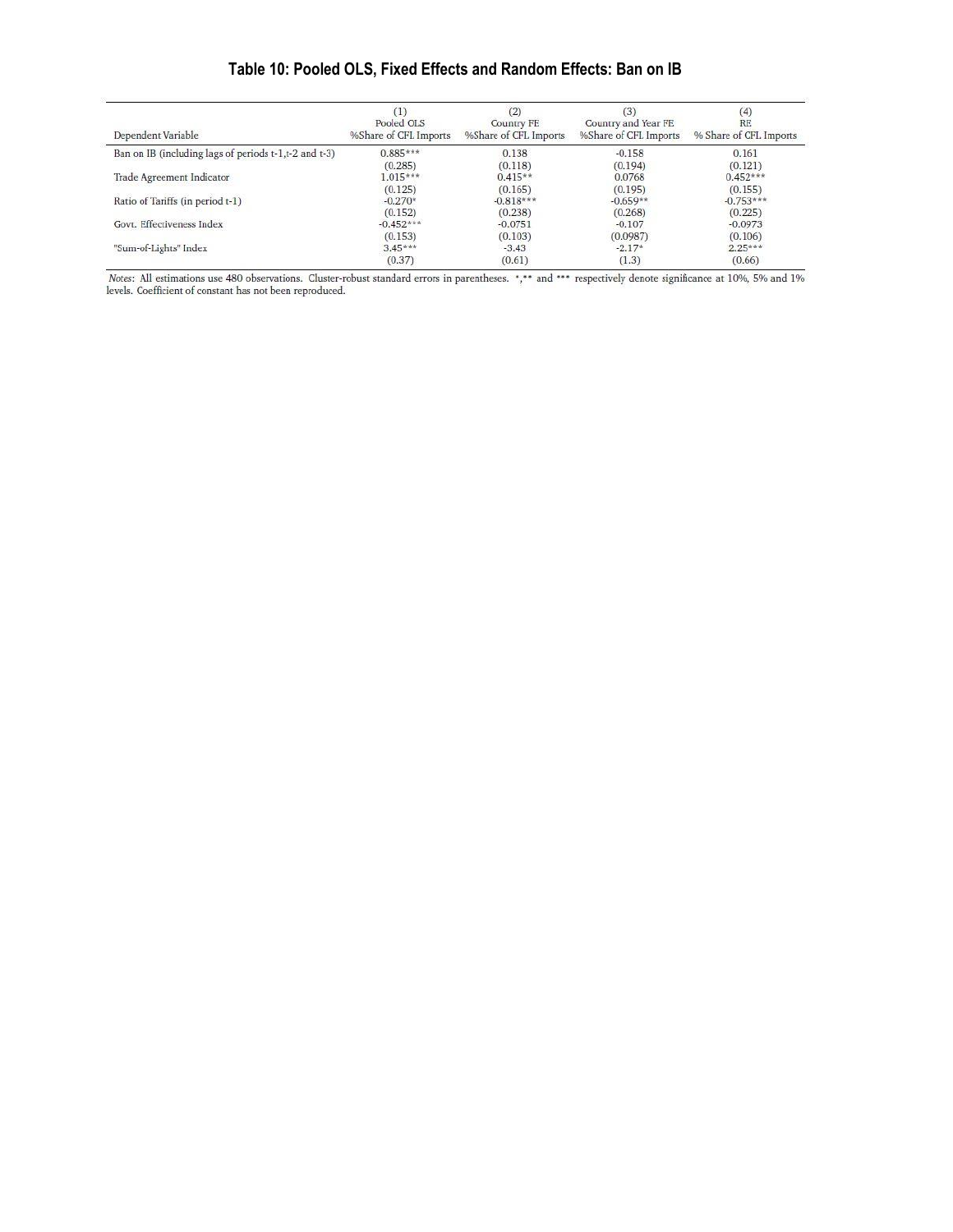**Table 10: Pooled OLS, Fixed Effects and Random Effects: Ban on IB**

| Dependent Variable | (1) Pooled OLS %Share of CFL Imports | (2) Country FE %Share of CFL Imports | (3) Country and Year FE %Share of CFL Imports | (4) RE % Share of CFL Imports |
|---|---|---|---|---|
| Ban on IB (including lags of periods t-1,t-2 and t-3) | 0.885*** | 0.138 | -0.158 | 0.161 |
| | (0.285) | (0.118) | (0.194) | (0.121) |
| Trade Agreement Indicator | 1.015*** | 0.415** | 0.0768 | 0.452*** |
| | (0.125) | (0.165) | (0.195) | (0.155) |
| Ratio of Tariffs (in period t-1) | -0.270* | -0.818*** | -0.659** | -0.753*** |
| | (0.152) | (0.238) | (0.268) | (0.225) |
| Govt. Effectiveness Index | -0.452*** | -0.0751 | -0.107 | -0.0973 |
| | (0.153) | (0.103) | (0.0987) | (0.106) |
| "Sum-of-Lights" Index | 3.45*** | -3.43 | -2.17* | 2.25*** |
| | (0.37) | (0.61) | (1.3) | (0.66) |

*Notes*: All estimations use 480 observations. Cluster-robust standard errors in parentheses. *,** and *** respectively denote significance at 10%, 5% and 1% levels. Coefficient of constant has not been reproduced.